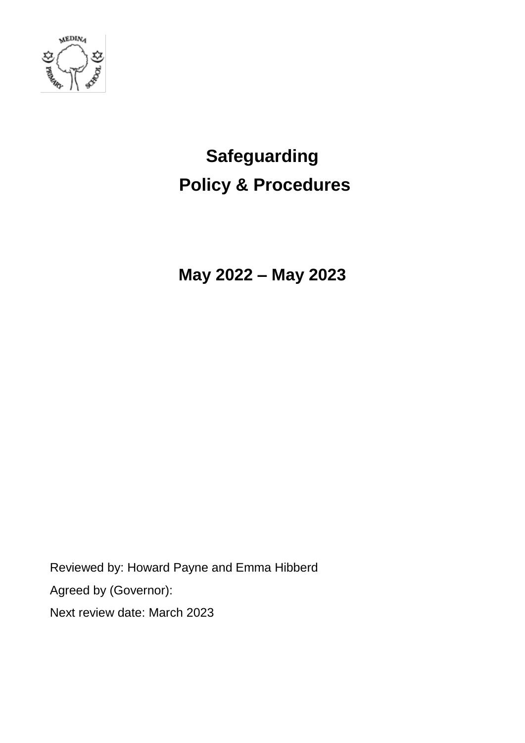# Safeguarding
# Policy & Procedures

## May 2022 – May 2023

Reviewed by: Howard Payne and Emma Hibberd

Agreed by (Governor):

Next review date: March 2023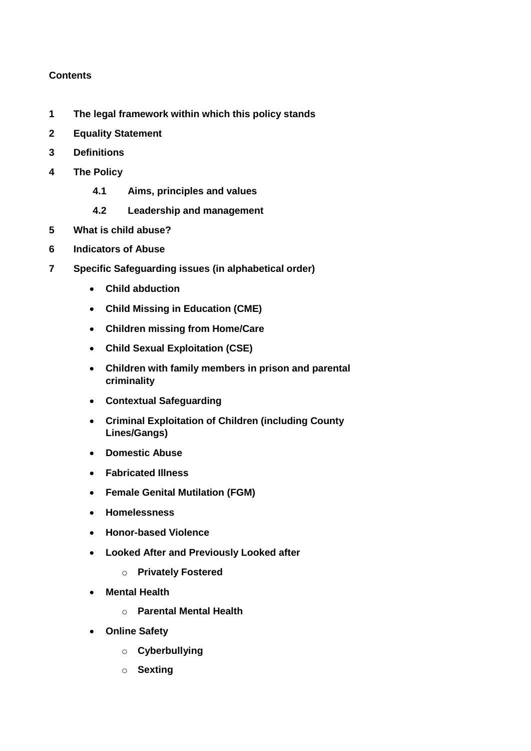**Contents**

**1 The legal framework within which this policy stands**

**2 Equality Statement**

**3 Definitions**

**4 The Policy**

  **4.1 Aims, principles and values**

  **4.2 Leadership and management**

**5 What is child abuse?**

**6 Indicators of Abuse**

**7 Specific Safeguarding issues (in alphabetical order)**

- **Child abduction**
- **Child Missing in Education (CME)**
- **Children missing from Home/Care**
- **Child Sexual Exploitation (CSE)**
- **Children with family members in prison and parental criminality**
- **Contextual Safeguarding**
- **Criminal Exploitation of Children (including County Lines/Gangs)**
- **Domestic Abuse**
- **Fabricated Illness**
- **Female Genital Mutilation (FGM)**
- **Homelessness**
- **Honor-based Violence**
- **Looked After and Previously Looked after**
  - **Privately Fostered**
- **Mental Health**
  - **Parental Mental Health**
- **Online Safety**
  - **Cyberbullying**
  - **Sexting**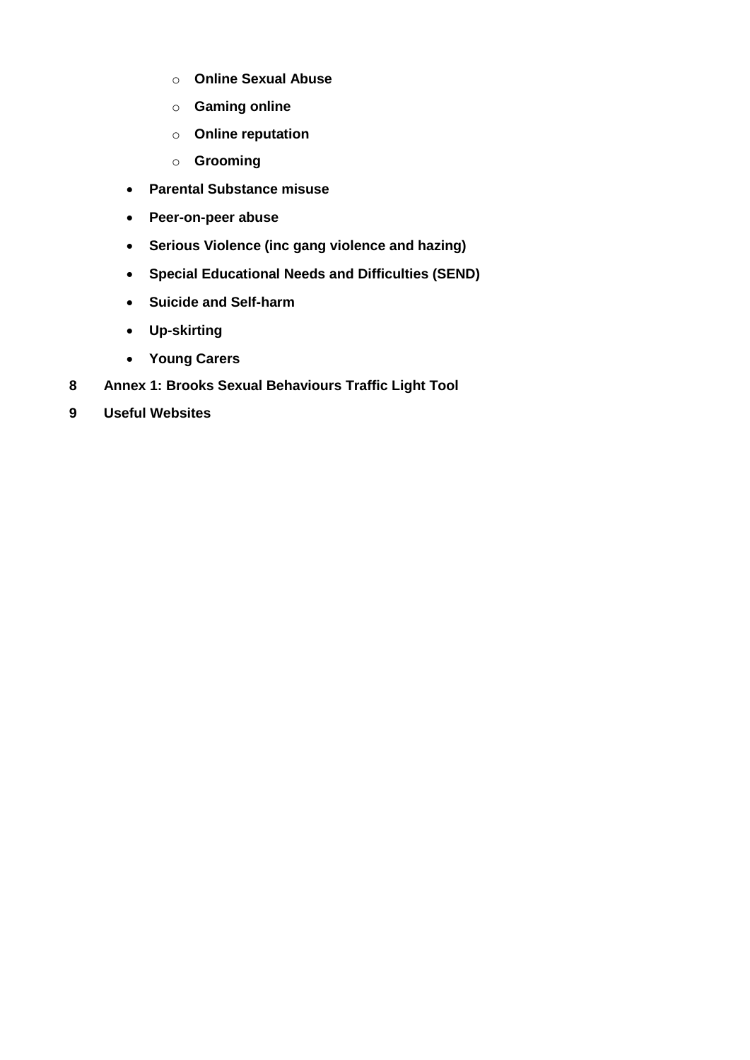- **Online Sexual Abuse**
    - **Gaming online**
    - **Online reputation**
    - **Grooming**
  - **Parental Substance misuse**
  - **Peer-on-peer abuse**
  - **Serious Violence (inc gang violence and hazing)**
  - **Special Educational Needs and Difficulties (SEND)**
  - **Suicide and Self-harm**
  - **Up-skirting**
  - **Young Carers**

**8 Annex 1: Brooks Sexual Behaviours Traffic Light Tool**

**9 Useful Websites**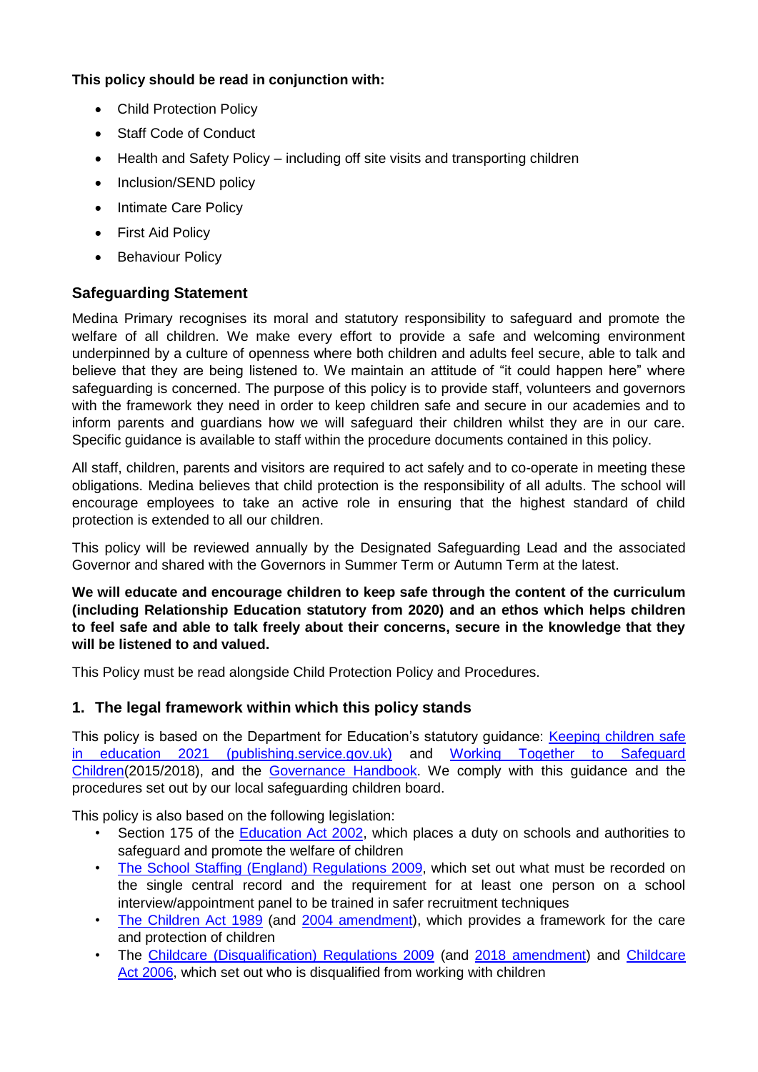**This policy should be read in conjunction with:**

- Child Protection Policy
- Staff Code of Conduct
- Health and Safety Policy – including off site visits and transporting children
- Inclusion/SEND policy
- Intimate Care Policy
- First Aid Policy
- Behaviour Policy

## Safeguarding Statement

Medina Primary recognises its moral and statutory responsibility to safeguard and promote the welfare of all children. We make every effort to provide a safe and welcoming environment underpinned by a culture of openness where both children and adults feel secure, able to talk and believe that they are being listened to. We maintain an attitude of "it could happen here" where safeguarding is concerned. The purpose of this policy is to provide staff, volunteers and governors with the framework they need in order to keep children safe and secure in our academies and to inform parents and guardians how we will safeguard their children whilst they are in our care. Specific guidance is available to staff within the procedure documents contained in this policy.

All staff, children, parents and visitors are required to act safely and to co-operate in meeting these obligations. Medina believes that child protection is the responsibility of all adults. The school will encourage employees to take an active role in ensuring that the highest standard of child protection is extended to all our children.

This policy will be reviewed annually by the Designated Safeguarding Lead and the associated Governor and shared with the Governors in Summer Term or Autumn Term at the latest.

**We will educate and encourage children to keep safe through the content of the curriculum (including Relationship Education statutory from 2020) and an ethos which helps children to feel safe and able to talk freely about their concerns, secure in the knowledge that they will be listened to and valued.**

This Policy must be read alongside Child Protection Policy and Procedures.

## 1. The legal framework within which this policy stands

This policy is based on the Department for Education's statutory guidance: Keeping children safe in education 2021 (publishing.service.gov.uk) and Working Together to Safeguard Children(2015/2018), and the Governance Handbook. We comply with this guidance and the procedures set out by our local safeguarding children board.

This policy is also based on the following legislation:

- Section 175 of the Education Act 2002, which places a duty on schools and authorities to safeguard and promote the welfare of children
- The School Staffing (England) Regulations 2009, which set out what must be recorded on the single central record and the requirement for at least one person on a school interview/appointment panel to be trained in safer recruitment techniques
- The Children Act 1989 (and 2004 amendment), which provides a framework for the care and protection of children
- The Childcare (Disqualification) Regulations 2009 (and 2018 amendment) and Childcare Act 2006, which set out who is disqualified from working with children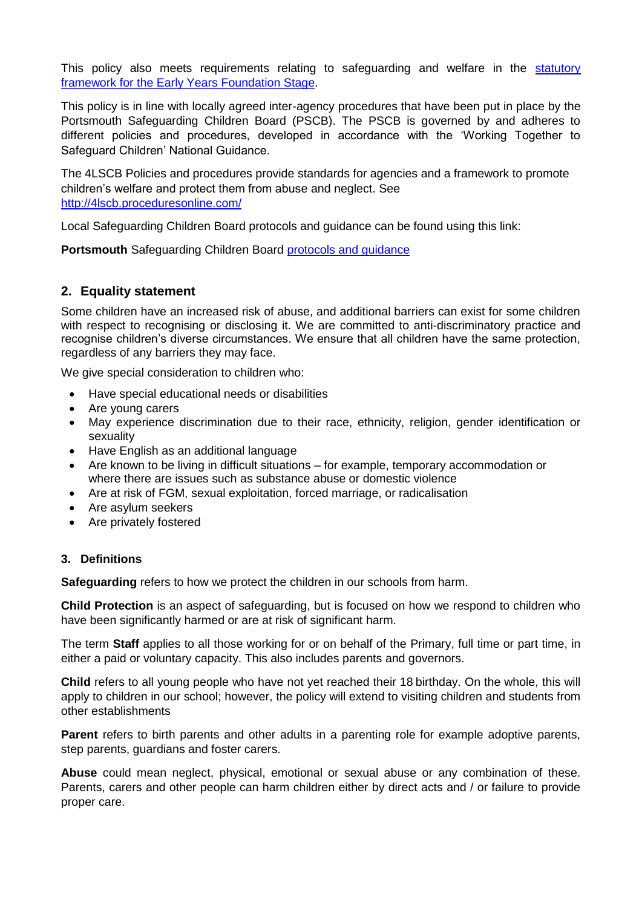This policy also meets requirements relating to safeguarding and welfare in the [statutory framework for the Early Years Foundation Stage](#).

This policy is in line with locally agreed inter-agency procedures that have been put in place by the Portsmouth Safeguarding Children Board (PSCB). The PSCB is governed by and adheres to different policies and procedures, developed in accordance with the 'Working Together to Safeguard Children' National Guidance.

The 4LSCB Policies and procedures provide standards for agencies and a framework to promote children's welfare and protect them from abuse and neglect. See [http://4lscb.proceduresonline.com/](http://4lscb.proceduresonline.com/)

Local Safeguarding Children Board protocols and guidance can be found using this link:

**Portsmouth** Safeguarding Children Board [protocols and guidance](#)

## 2. Equality statement

Some children have an increased risk of abuse, and additional barriers can exist for some children with respect to recognising or disclosing it. We are committed to anti-discriminatory practice and recognise children's diverse circumstances. We ensure that all children have the same protection, regardless of any barriers they may face.

We give special consideration to children who:

- Have special educational needs or disabilities
- Are young carers
- May experience discrimination due to their race, ethnicity, religion, gender identification or sexuality
- Have English as an additional language
- Are known to be living in difficult situations – for example, temporary accommodation or where there are issues such as substance abuse or domestic violence
- Are at risk of FGM, sexual exploitation, forced marriage, or radicalisation
- Are asylum seekers
- Are privately fostered

### 3. Definitions

**Safeguarding** refers to how we protect the children in our schools from harm.

**Child Protection** is an aspect of safeguarding, but is focused on how we respond to children who have been significantly harmed or are at risk of significant harm.

The term **Staff** applies to all those working for or on behalf of the Primary, full time or part time, in either a paid or voluntary capacity. This also includes parents and governors.

**Child** refers to all young people who have not yet reached their 18 birthday. On the whole, this will apply to children in our school; however, the policy will extend to visiting children and students from other establishments

**Parent** refers to birth parents and other adults in a parenting role for example adoptive parents, step parents, guardians and foster carers.

**Abuse** could mean neglect, physical, emotional or sexual abuse or any combination of these. Parents, carers and other people can harm children either by direct acts and / or failure to provide proper care.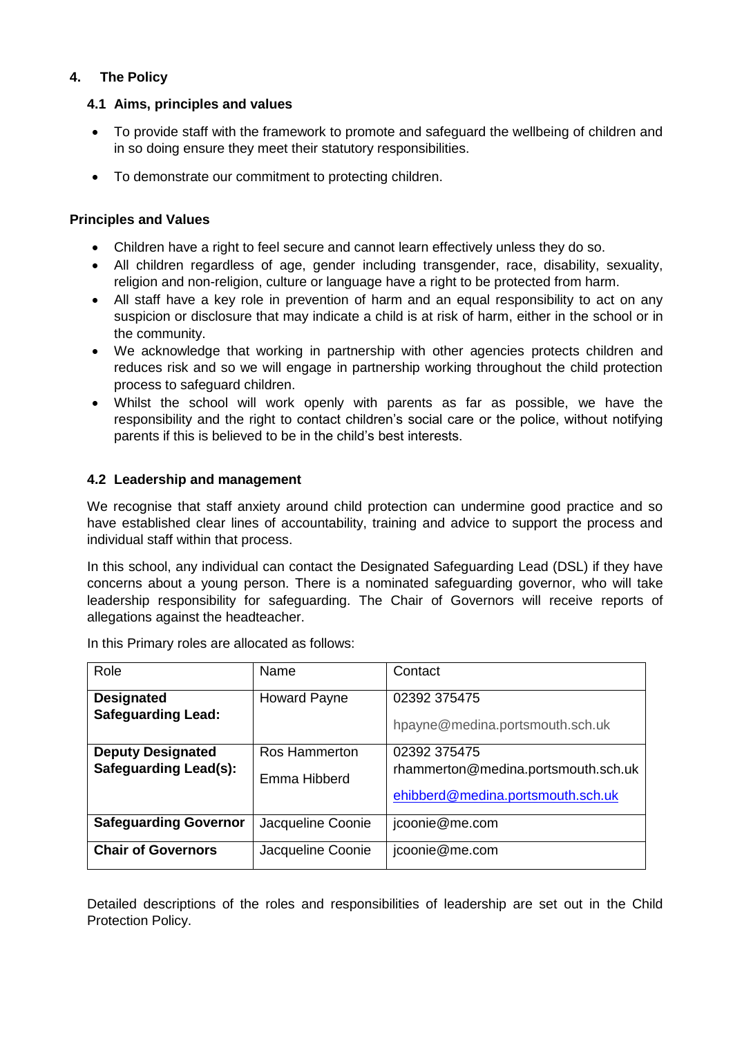## 4. The Policy

### 4.1 Aims, principles and values

- To provide staff with the framework to promote and safeguard the wellbeing of children and in so doing ensure they meet their statutory responsibilities.
- To demonstrate our commitment to protecting children.

**Principles and Values**

- Children have a right to feel secure and cannot learn effectively unless they do so.
- All children regardless of age, gender including transgender, race, disability, sexuality, religion and non-religion, culture or language have a right to be protected from harm.
- All staff have a key role in prevention of harm and an equal responsibility to act on any suspicion or disclosure that may indicate a child is at risk of harm, either in the school or in the community.
- We acknowledge that working in partnership with other agencies protects children and reduces risk and so we will engage in partnership working throughout the child protection process to safeguard children.
- Whilst the school will work openly with parents as far as possible, we have the responsibility and the right to contact children's social care or the police, without notifying parents if this is believed to be in the child's best interests.

### 4.2 Leadership and management

We recognise that staff anxiety around child protection can undermine good practice and so have established clear lines of accountability, training and advice to support the process and individual staff within that process.

In this school, any individual can contact the Designated Safeguarding Lead (DSL) if they have concerns about a young person. There is a nominated safeguarding governor, who will take leadership responsibility for safeguarding. The Chair of Governors will receive reports of allegations against the headteacher.

In this Primary roles are allocated as follows:

| Role | Name | Contact |
|---|---|---|
| **Designated Safeguarding Lead:** | Howard Payne | 02392 375475<br>hpayne@medina.portsmouth.sch.uk |
| **Deputy Designated Safeguarding Lead(s):** | Ros Hammerton<br>Emma Hibberd | 02392 375475<br>rhammerton@medina.portsmouth.sch.uk<br>ehibberd@medina.portsmouth.sch.uk |
| **Safeguarding Governor** | Jacqueline Coonie | jcoonie@me.com |
| **Chair of Governors** | Jacqueline Coonie | jcoonie@me.com |

Detailed descriptions of the roles and responsibilities of leadership are set out in the Child Protection Policy.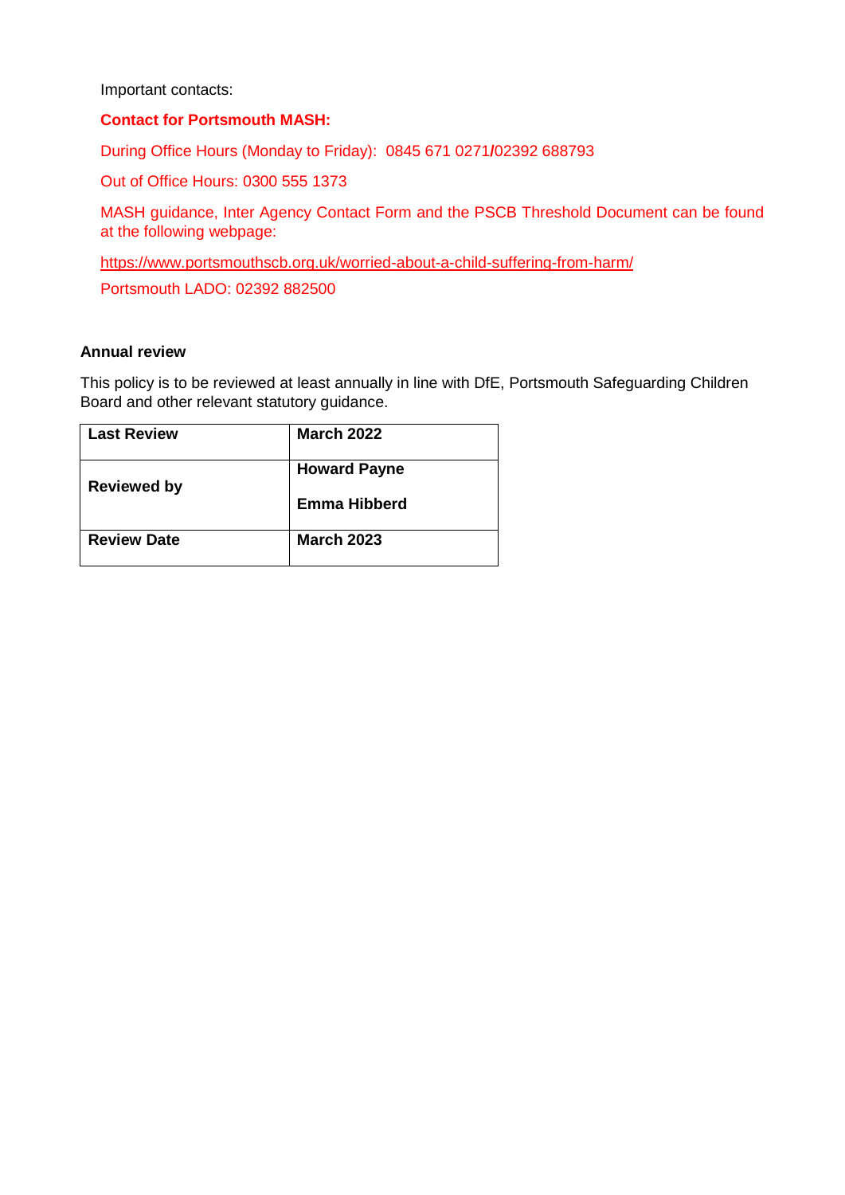Important contacts:

**Contact for Portsmouth MASH:**

During Office Hours (Monday to Friday): 0845 671 0271/02392 688793

Out of Office Hours: 0300 555 1373

MASH guidance, Inter Agency Contact Form and the PSCB Threshold Document can be found at the following webpage:

https://www.portsmouthscb.org.uk/worried-about-a-child-suffering-from-harm/

Portsmouth LADO: 02392 882500

**Annual review**

This policy is to be reviewed at least annually in line with DfE, Portsmouth Safeguarding Children Board and other relevant statutory guidance.

| **Last Review** | **March 2022** |
|---|---|
| **Reviewed by** | **Howard Payne**<br>**Emma Hibberd** |
| **Review Date** | **March 2023** |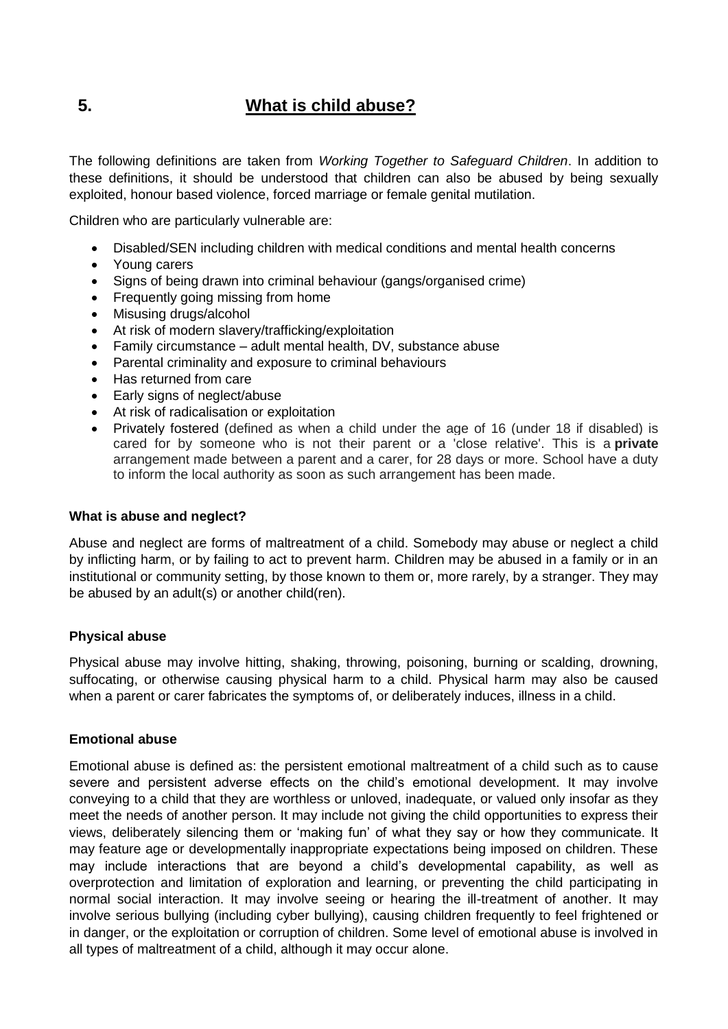## 5. What is child abuse?

The following definitions are taken from *Working Together to Safeguard Children*. In addition to these definitions, it should be understood that children can also be abused by being sexually exploited, honour based violence, forced marriage or female genital mutilation.

Children who are particularly vulnerable are:

- Disabled/SEN including children with medical conditions and mental health concerns
- Young carers
- Signs of being drawn into criminal behaviour (gangs/organised crime)
- Frequently going missing from home
- Misusing drugs/alcohol
- At risk of modern slavery/trafficking/exploitation
- Family circumstance – adult mental health, DV, substance abuse
- Parental criminality and exposure to criminal behaviours
- Has returned from care
- Early signs of neglect/abuse
- At risk of radicalisation or exploitation
- Privately fostered (defined as when a child under the age of 16 (under 18 if disabled) is cared for by someone who is not their parent or a 'close relative'. This is a **private** arrangement made between a parent and a carer, for 28 days or more. School have a duty to inform the local authority as soon as such arrangement has been made.

**What is abuse and neglect?**

Abuse and neglect are forms of maltreatment of a child. Somebody may abuse or neglect a child by inflicting harm, or by failing to act to prevent harm. Children may be abused in a family or in an institutional or community setting, by those known to them or, more rarely, by a stranger. They may be abused by an adult(s) or another child(ren).

**Physical abuse**

Physical abuse may involve hitting, shaking, throwing, poisoning, burning or scalding, drowning, suffocating, or otherwise causing physical harm to a child. Physical harm may also be caused when a parent or carer fabricates the symptoms of, or deliberately induces, illness in a child.

**Emotional abuse**

Emotional abuse is defined as: the persistent emotional maltreatment of a child such as to cause severe and persistent adverse effects on the child's emotional development. It may involve conveying to a child that they are worthless or unloved, inadequate, or valued only insofar as they meet the needs of another person. It may include not giving the child opportunities to express their views, deliberately silencing them or 'making fun' of what they say or how they communicate. It may feature age or developmentally inappropriate expectations being imposed on children. These may include interactions that are beyond a child's developmental capability, as well as overprotection and limitation of exploration and learning, or preventing the child participating in normal social interaction. It may involve seeing or hearing the ill-treatment of another. It may involve serious bullying (including cyber bullying), causing children frequently to feel frightened or in danger, or the exploitation or corruption of children. Some level of emotional abuse is involved in all types of maltreatment of a child, although it may occur alone.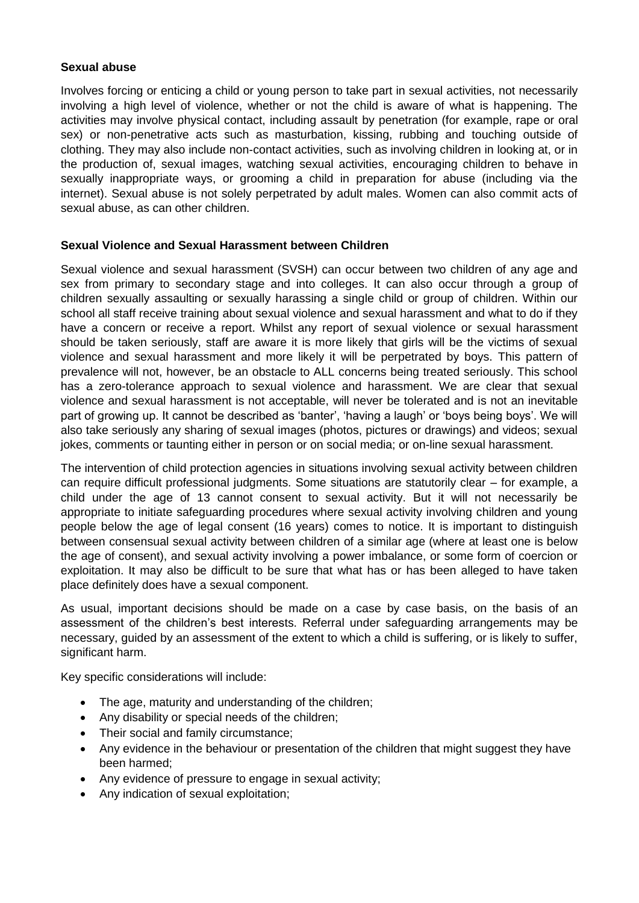**Sexual abuse**

Involves forcing or enticing a child or young person to take part in sexual activities, not necessarily involving a high level of violence, whether or not the child is aware of what is happening. The activities may involve physical contact, including assault by penetration (for example, rape or oral sex) or non-penetrative acts such as masturbation, kissing, rubbing and touching outside of clothing. They may also include non-contact activities, such as involving children in looking at, or in the production of, sexual images, watching sexual activities, encouraging children to behave in sexually inappropriate ways, or grooming a child in preparation for abuse (including via the internet). Sexual abuse is not solely perpetrated by adult males. Women can also commit acts of sexual abuse, as can other children.

**Sexual Violence and Sexual Harassment between Children**

Sexual violence and sexual harassment (SVSH) can occur between two children of any age and sex from primary to secondary stage and into colleges. It can also occur through a group of children sexually assaulting or sexually harassing a single child or group of children. Within our school all staff receive training about sexual violence and sexual harassment and what to do if they have a concern or receive a report. Whilst any report of sexual violence or sexual harassment should be taken seriously, staff are aware it is more likely that girls will be the victims of sexual violence and sexual harassment and more likely it will be perpetrated by boys. This pattern of prevalence will not, however, be an obstacle to ALL concerns being treated seriously. This school has a zero-tolerance approach to sexual violence and harassment. We are clear that sexual violence and sexual harassment is not acceptable, will never be tolerated and is not an inevitable part of growing up. It cannot be described as 'banter', 'having a laugh' or 'boys being boys'. We will also take seriously any sharing of sexual images (photos, pictures or drawings) and videos; sexual jokes, comments or taunting either in person or on social media; or on-line sexual harassment.

The intervention of child protection agencies in situations involving sexual activity between children can require difficult professional judgments. Some situations are statutorily clear – for example, a child under the age of 13 cannot consent to sexual activity. But it will not necessarily be appropriate to initiate safeguarding procedures where sexual activity involving children and young people below the age of legal consent (16 years) comes to notice. It is important to distinguish between consensual sexual activity between children of a similar age (where at least one is below the age of consent), and sexual activity involving a power imbalance, or some form of coercion or exploitation. It may also be difficult to be sure that what has or has been alleged to have taken place definitely does have a sexual component.

As usual, important decisions should be made on a case by case basis, on the basis of an assessment of the children's best interests. Referral under safeguarding arrangements may be necessary, guided by an assessment of the extent to which a child is suffering, or is likely to suffer, significant harm.

Key specific considerations will include:

- The age, maturity and understanding of the children;
- Any disability or special needs of the children;
- Their social and family circumstance;
- Any evidence in the behaviour or presentation of the children that might suggest they have been harmed;
- Any evidence of pressure to engage in sexual activity;
- Any indication of sexual exploitation;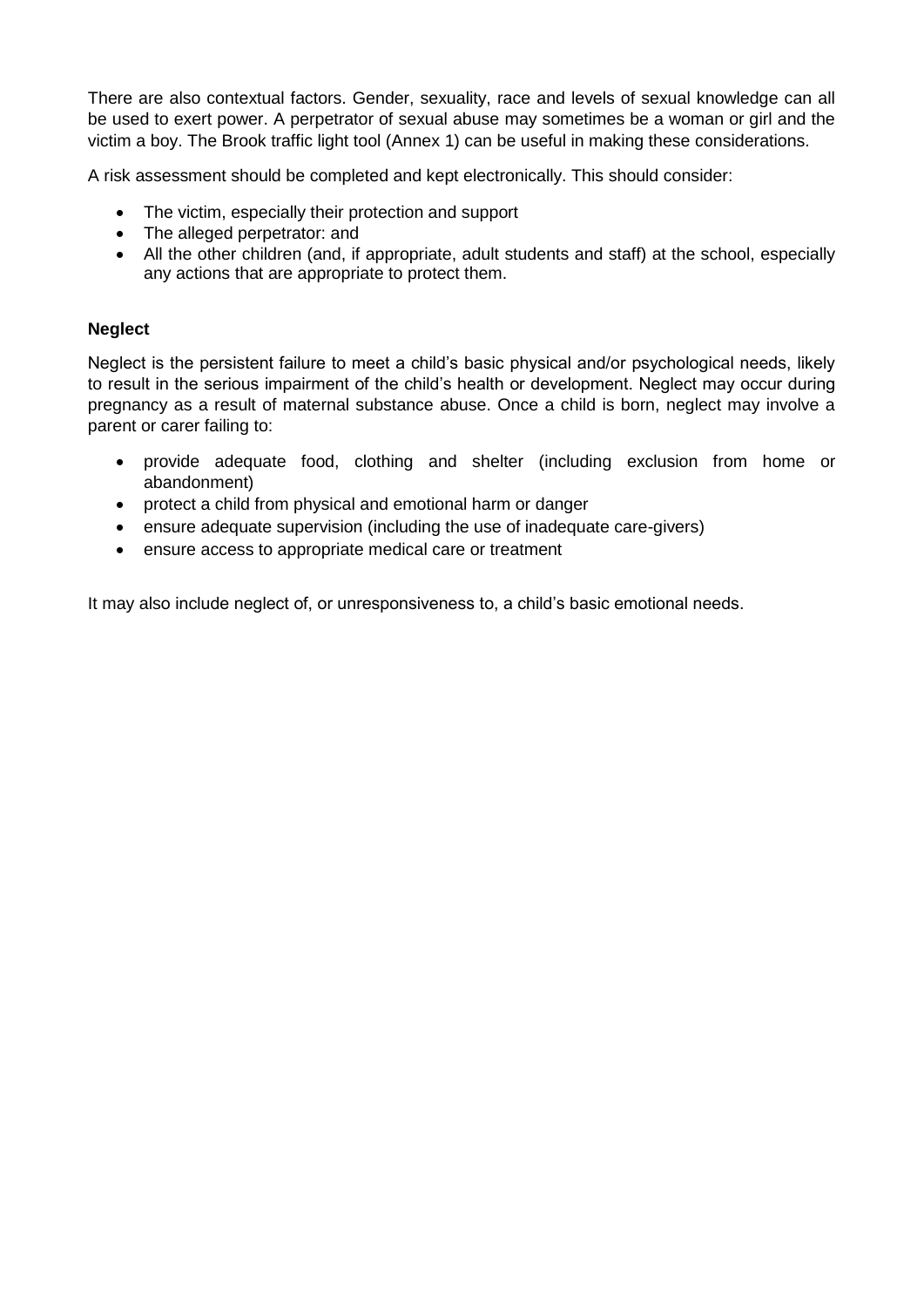There are also contextual factors. Gender, sexuality, race and levels of sexual knowledge can all be used to exert power. A perpetrator of sexual abuse may sometimes be a woman or girl and the victim a boy. The Brook traffic light tool (Annex 1) can be useful in making these considerations.

A risk assessment should be completed and kept electronically. This should consider:

- The victim, especially their protection and support
- The alleged perpetrator: and
- All the other children (and, if appropriate, adult students and staff) at the school, especially any actions that are appropriate to protect them.

**Neglect**

Neglect is the persistent failure to meet a child's basic physical and/or psychological needs, likely to result in the serious impairment of the child's health or development. Neglect may occur during pregnancy as a result of maternal substance abuse. Once a child is born, neglect may involve a parent or carer failing to:

- provide adequate food, clothing and shelter (including exclusion from home or abandonment)
- protect a child from physical and emotional harm or danger
- ensure adequate supervision (including the use of inadequate care-givers)
- ensure access to appropriate medical care or treatment

It may also include neglect of, or unresponsiveness to, a child's basic emotional needs.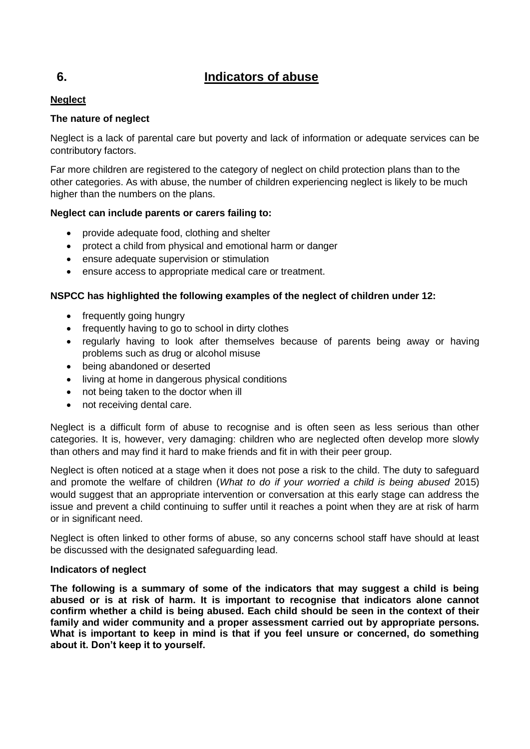# 6. Indicators of abuse

## Neglect

### The nature of neglect

Neglect is a lack of parental care but poverty and lack of information or adequate services can be contributory factors.

Far more children are registered to the category of neglect on child protection plans than to the other categories. As with abuse, the number of children experiencing neglect is likely to be much higher than the numbers on the plans.

**Neglect can include parents or carers failing to:**

- provide adequate food, clothing and shelter
- protect a child from physical and emotional harm or danger
- ensure adequate supervision or stimulation
- ensure access to appropriate medical care or treatment.

**NSPCC has highlighted the following examples of the neglect of children under 12:**

- frequently going hungry
- frequently having to go to school in dirty clothes
- regularly having to look after themselves because of parents being away or having problems such as drug or alcohol misuse
- being abandoned or deserted
- living at home in dangerous physical conditions
- not being taken to the doctor when ill
- not receiving dental care.

Neglect is a difficult form of abuse to recognise and is often seen as less serious than other categories. It is, however, very damaging: children who are neglected often develop more slowly than others and may find it hard to make friends and fit in with their peer group.

Neglect is often noticed at a stage when it does not pose a risk to the child. The duty to safeguard and promote the welfare of children (*What to do if your worried a child is being abused* 2015) would suggest that an appropriate intervention or conversation at this early stage can address the issue and prevent a child continuing to suffer until it reaches a point when they are at risk of harm or in significant need.

Neglect is often linked to other forms of abuse, so any concerns school staff have should at least be discussed with the designated safeguarding lead.

### Indicators of neglect

**The following is a summary of some of the indicators that may suggest a child is being abused or is at risk of harm. It is important to recognise that indicators alone cannot confirm whether a child is being abused. Each child should be seen in the context of their family and wider community and a proper assessment carried out by appropriate persons. What is important to keep in mind is that if you feel unsure or concerned, do something about it. Don't keep it to yourself.**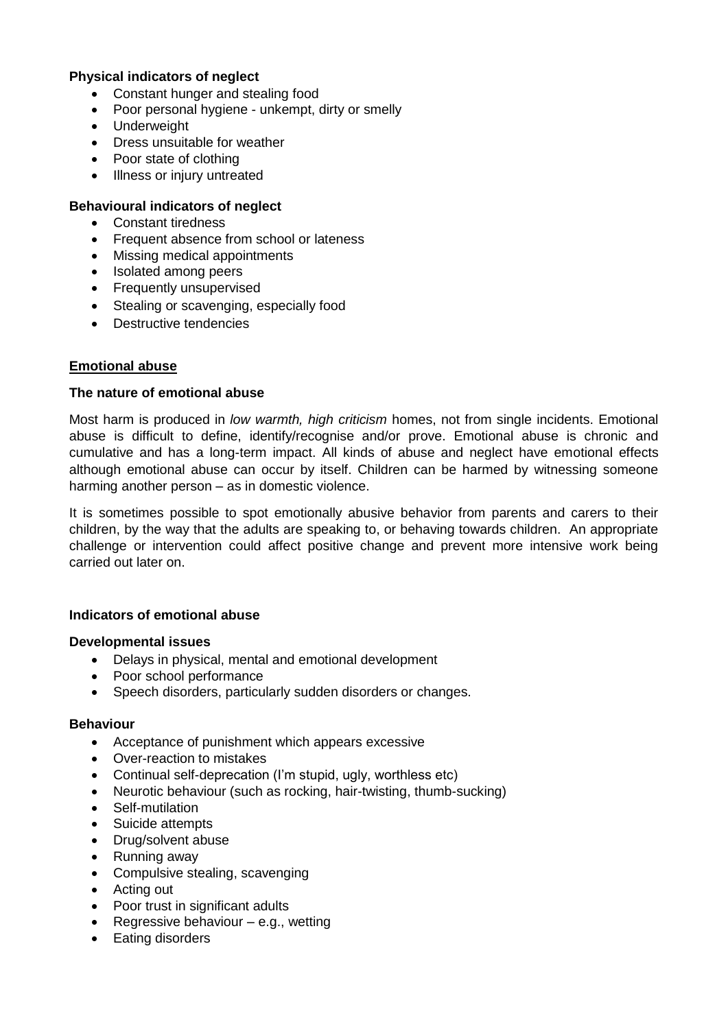**Physical indicators of neglect**

- Constant hunger and stealing food
- Poor personal hygiene - unkempt, dirty or smelly
- Underweight
- Dress unsuitable for weather
- Poor state of clothing
- Illness or injury untreated

**Behavioural indicators of neglect**

- Constant tiredness
- Frequent absence from school or lateness
- Missing medical appointments
- Isolated among peers
- Frequently unsupervised
- Stealing or scavenging, especially food
- Destructive tendencies

## Emotional abuse

**The nature of emotional abuse**

Most harm is produced in *low warmth, high criticism* homes, not from single incidents. Emotional abuse is difficult to define, identify/recognise and/or prove. Emotional abuse is chronic and cumulative and has a long-term impact. All kinds of abuse and neglect have emotional effects although emotional abuse can occur by itself. Children can be harmed by witnessing someone harming another person – as in domestic violence.

It is sometimes possible to spot emotionally abusive behavior from parents and carers to their children, by the way that the adults are speaking to, or behaving towards children. An appropriate challenge or intervention could affect positive change and prevent more intensive work being carried out later on.

**Indicators of emotional abuse**

**Developmental issues**

- Delays in physical, mental and emotional development
- Poor school performance
- Speech disorders, particularly sudden disorders or changes.

**Behaviour**

- Acceptance of punishment which appears excessive
- Over-reaction to mistakes
- Continual self-deprecation (I'm stupid, ugly, worthless etc)
- Neurotic behaviour (such as rocking, hair-twisting, thumb-sucking)
- Self-mutilation
- Suicide attempts
- Drug/solvent abuse
- Running away
- Compulsive stealing, scavenging
- Acting out
- Poor trust in significant adults
- Regressive behaviour – e.g., wetting
- Eating disorders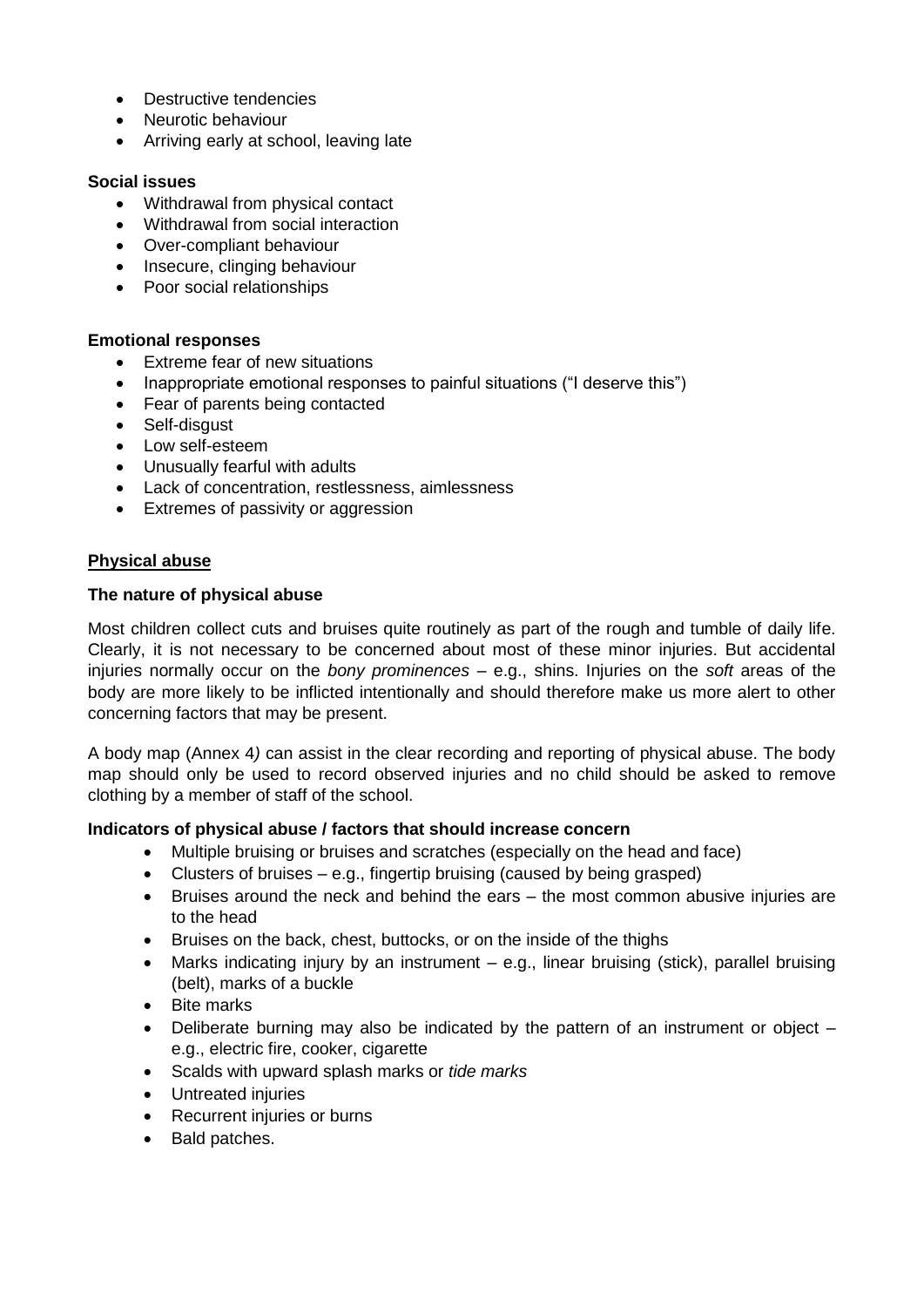- Destructive tendencies
- Neurotic behaviour
- Arriving early at school, leaving late

**Social issues**

- Withdrawal from physical contact
- Withdrawal from social interaction
- Over-compliant behaviour
- Insecure, clinging behaviour
- Poor social relationships

**Emotional responses**

- Extreme fear of new situations
- Inappropriate emotional responses to painful situations ("I deserve this")
- Fear of parents being contacted
- Self-disgust
- Low self-esteem
- Unusually fearful with adults
- Lack of concentration, restlessness, aimlessness
- Extremes of passivity or aggression

**<u>Physical abuse</u>**

**The nature of physical abuse**

Most children collect cuts and bruises quite routinely as part of the rough and tumble of daily life. Clearly, it is not necessary to be concerned about most of these minor injuries. But accidental injuries normally occur on the *bony prominences* – e.g., shins. Injuries on the *soft* areas of the body are more likely to be inflicted intentionally and should therefore make us more alert to other concerning factors that may be present.

A body map (Annex 4*)* can assist in the clear recording and reporting of physical abuse. The body map should only be used to record observed injuries and no child should be asked to remove clothing by a member of staff of the school.

**Indicators of physical abuse / factors that should increase concern**

- Multiple bruising or bruises and scratches (especially on the head and face)
- Clusters of bruises – e.g., fingertip bruising (caused by being grasped)
- Bruises around the neck and behind the ears – the most common abusive injuries are to the head
- Bruises on the back, chest, buttocks, or on the inside of the thighs
- Marks indicating injury by an instrument – e.g., linear bruising (stick), parallel bruising (belt), marks of a buckle
- Bite marks
- Deliberate burning may also be indicated by the pattern of an instrument or object – e.g., electric fire, cooker, cigarette
- Scalds with upward splash marks or *tide marks*
- Untreated injuries
- Recurrent injuries or burns
- Bald patches.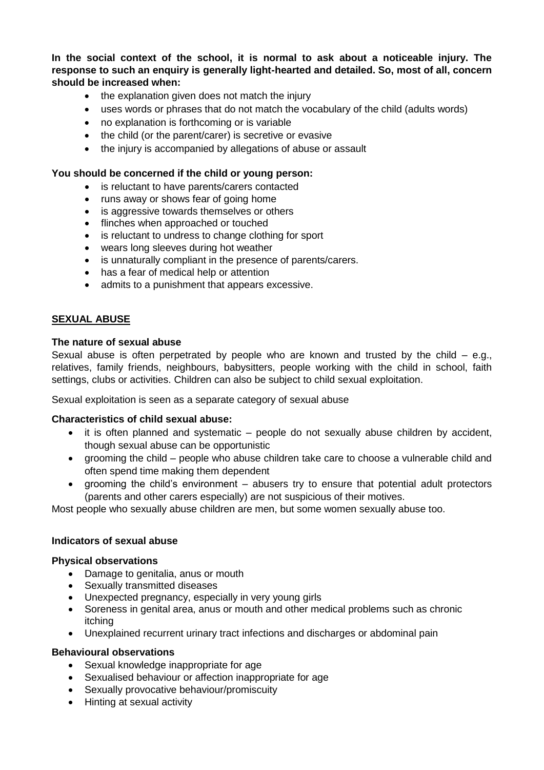**In the social context of the school, it is normal to ask about a noticeable injury. The response to such an enquiry is generally light-hearted and detailed. So, most of all, concern should be increased when:**

- the explanation given does not match the injury
- uses words or phrases that do not match the vocabulary of the child (adults words)
- no explanation is forthcoming or is variable
- the child (or the parent/carer) is secretive or evasive
- the injury is accompanied by allegations of abuse or assault

**You should be concerned if the child or young person:**

- is reluctant to have parents/carers contacted
- runs away or shows fear of going home
- is aggressive towards themselves or others
- flinches when approached or touched
- is reluctant to undress to change clothing for sport
- wears long sleeves during hot weather
- is unnaturally compliant in the presence of parents/carers.
- has a fear of medical help or attention
- admits to a punishment that appears excessive.

## SEXUAL ABUSE

**The nature of sexual abuse**

Sexual abuse is often perpetrated by people who are known and trusted by the child – e.g., relatives, family friends, neighbours, babysitters, people working with the child in school, faith settings, clubs or activities. Children can also be subject to child sexual exploitation.

Sexual exploitation is seen as a separate category of sexual abuse

**Characteristics of child sexual abuse:**

- it is often planned and systematic – people do not sexually abuse children by accident, though sexual abuse can be opportunistic
- grooming the child – people who abuse children take care to choose a vulnerable child and often spend time making them dependent
- grooming the child's environment – abusers try to ensure that potential adult protectors (parents and other carers especially) are not suspicious of their motives.

Most people who sexually abuse children are men, but some women sexually abuse too.

**Indicators of sexual abuse**

**Physical observations**

- Damage to genitalia, anus or mouth
- Sexually transmitted diseases
- Unexpected pregnancy, especially in very young girls
- Soreness in genital area, anus or mouth and other medical problems such as chronic itching
- Unexplained recurrent urinary tract infections and discharges or abdominal pain

**Behavioural observations**

- Sexual knowledge inappropriate for age
- Sexualised behaviour or affection inappropriate for age
- Sexually provocative behaviour/promiscuity
- Hinting at sexual activity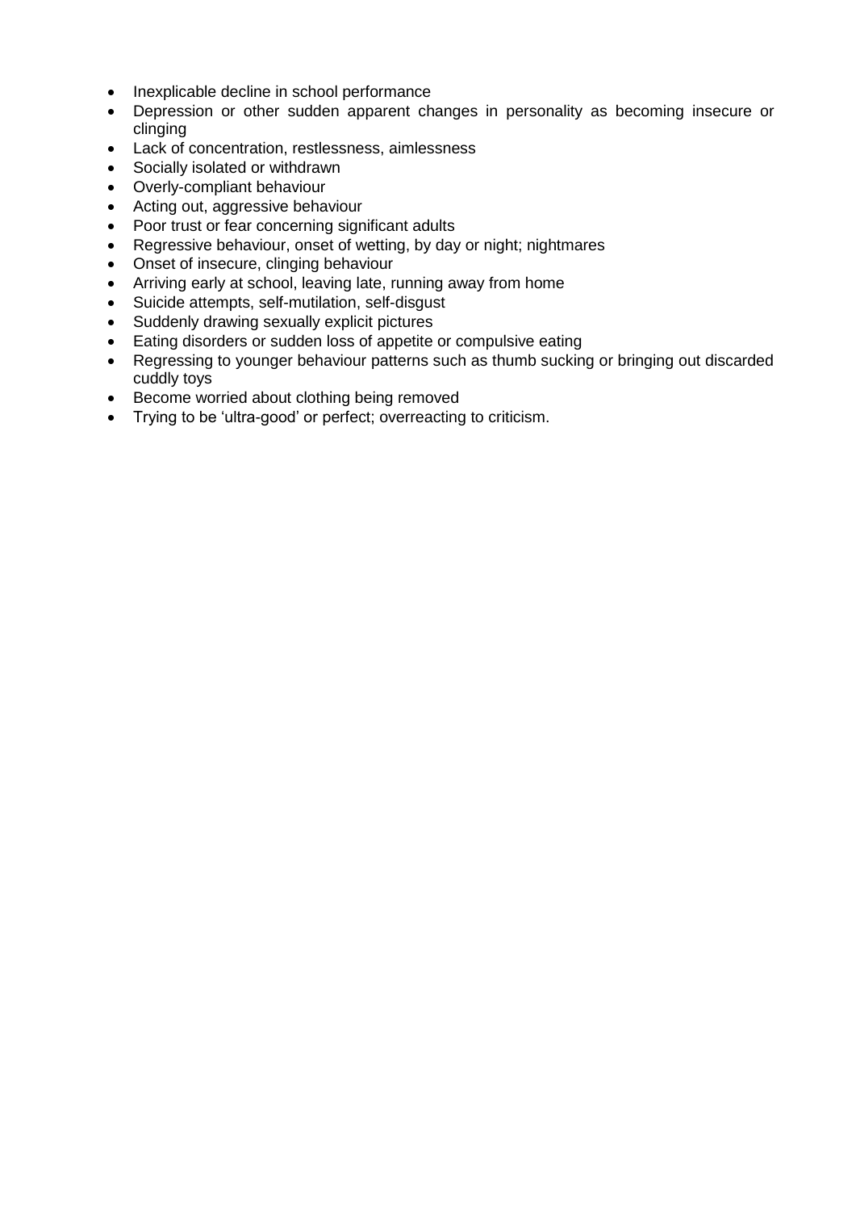- Inexplicable decline in school performance
- Depression or other sudden apparent changes in personality as becoming insecure or clinging
- Lack of concentration, restlessness, aimlessness
- Socially isolated or withdrawn
- Overly-compliant behaviour
- Acting out, aggressive behaviour
- Poor trust or fear concerning significant adults
- Regressive behaviour, onset of wetting, by day or night; nightmares
- Onset of insecure, clinging behaviour
- Arriving early at school, leaving late, running away from home
- Suicide attempts, self-mutilation, self-disgust
- Suddenly drawing sexually explicit pictures
- Eating disorders or sudden loss of appetite or compulsive eating
- Regressing to younger behaviour patterns such as thumb sucking or bringing out discarded cuddly toys
- Become worried about clothing being removed
- Trying to be 'ultra-good' or perfect; overreacting to criticism.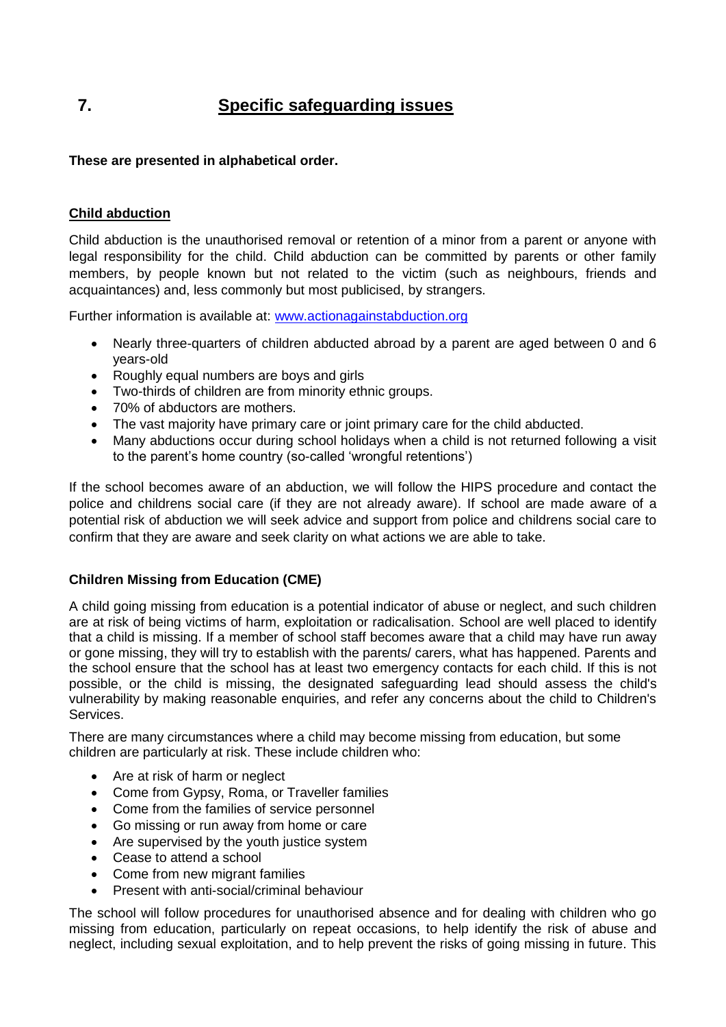## 7. Specific safeguarding issues

**These are presented in alphabetical order.**

### Child abduction

Child abduction is the unauthorised removal or retention of a minor from a parent or anyone with legal responsibility for the child. Child abduction can be committed by parents or other family members, by people known but not related to the victim (such as neighbours, friends and acquaintances) and, less commonly but most publicised, by strangers.

Further information is available at: [www.actionagainstabduction.org](www.actionagainstabduction.org)

- Nearly three-quarters of children abducted abroad by a parent are aged between 0 and 6 years-old
- Roughly equal numbers are boys and girls
- Two-thirds of children are from minority ethnic groups.
- 70% of abductors are mothers.
- The vast majority have primary care or joint primary care for the child abducted.
- Many abductions occur during school holidays when a child is not returned following a visit to the parent's home country (so-called 'wrongful retentions')

If the school becomes aware of an abduction, we will follow the HIPS procedure and contact the police and childrens social care (if they are not already aware). If school are made aware of a potential risk of abduction we will seek advice and support from police and childrens social care to confirm that they are aware and seek clarity on what actions we are able to take.

### Children Missing from Education (CME)

A child going missing from education is a potential indicator of abuse or neglect, and such children are at risk of being victims of harm, exploitation or radicalisation. School are well placed to identify that a child is missing. If a member of school staff becomes aware that a child may have run away or gone missing, they will try to establish with the parents/ carers, what has happened. Parents and the school ensure that the school has at least two emergency contacts for each child. If this is not possible, or the child is missing, the designated safeguarding lead should assess the child's vulnerability by making reasonable enquiries, and refer any concerns about the child to Children's Services.

There are many circumstances where a child may become missing from education, but some children are particularly at risk. These include children who:

- Are at risk of harm or neglect
- Come from Gypsy, Roma, or Traveller families
- Come from the families of service personnel
- Go missing or run away from home or care
- Are supervised by the youth justice system
- Cease to attend a school
- Come from new migrant families
- Present with anti-social/criminal behaviour

The school will follow procedures for unauthorised absence and for dealing with children who go missing from education, particularly on repeat occasions, to help identify the risk of abuse and neglect, including sexual exploitation, and to help prevent the risks of going missing in future. This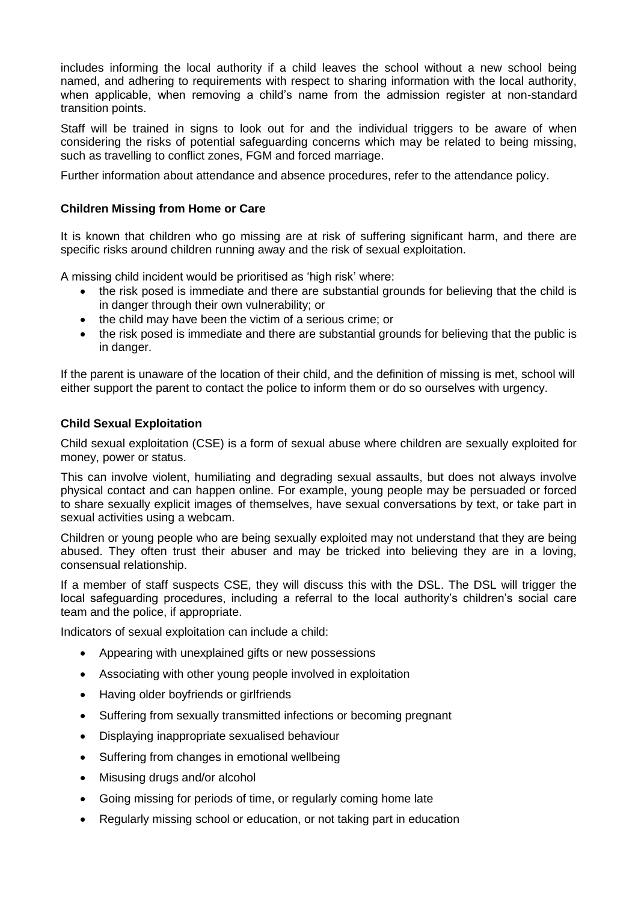includes informing the local authority if a child leaves the school without a new school being named, and adhering to requirements with respect to sharing information with the local authority, when applicable, when removing a child's name from the admission register at non-standard transition points.

Staff will be trained in signs to look out for and the individual triggers to be aware of when considering the risks of potential safeguarding concerns which may be related to being missing, such as travelling to conflict zones, FGM and forced marriage.

Further information about attendance and absence procedures, refer to the attendance policy.

**Children Missing from Home or Care**

It is known that children who go missing are at risk of suffering significant harm, and there are specific risks around children running away and the risk of sexual exploitation.

A missing child incident would be prioritised as 'high risk' where:

- the risk posed is immediate and there are substantial grounds for believing that the child is in danger through their own vulnerability; or
- the child may have been the victim of a serious crime; or
- the risk posed is immediate and there are substantial grounds for believing that the public is in danger.

If the parent is unaware of the location of their child, and the definition of missing is met, school will either support the parent to contact the police to inform them or do so ourselves with urgency.

**Child Sexual Exploitation**

Child sexual exploitation (CSE) is a form of sexual abuse where children are sexually exploited for money, power or status.

This can involve violent, humiliating and degrading sexual assaults, but does not always involve physical contact and can happen online. For example, young people may be persuaded or forced to share sexually explicit images of themselves, have sexual conversations by text, or take part in sexual activities using a webcam.

Children or young people who are being sexually exploited may not understand that they are being abused. They often trust their abuser and may be tricked into believing they are in a loving, consensual relationship.

If a member of staff suspects CSE, they will discuss this with the DSL. The DSL will trigger the local safeguarding procedures, including a referral to the local authority's children's social care team and the police, if appropriate.

Indicators of sexual exploitation can include a child:

- Appearing with unexplained gifts or new possessions
- Associating with other young people involved in exploitation
- Having older boyfriends or girlfriends
- Suffering from sexually transmitted infections or becoming pregnant
- Displaying inappropriate sexualised behaviour
- Suffering from changes in emotional wellbeing
- Misusing drugs and/or alcohol
- Going missing for periods of time, or regularly coming home late
- Regularly missing school or education, or not taking part in education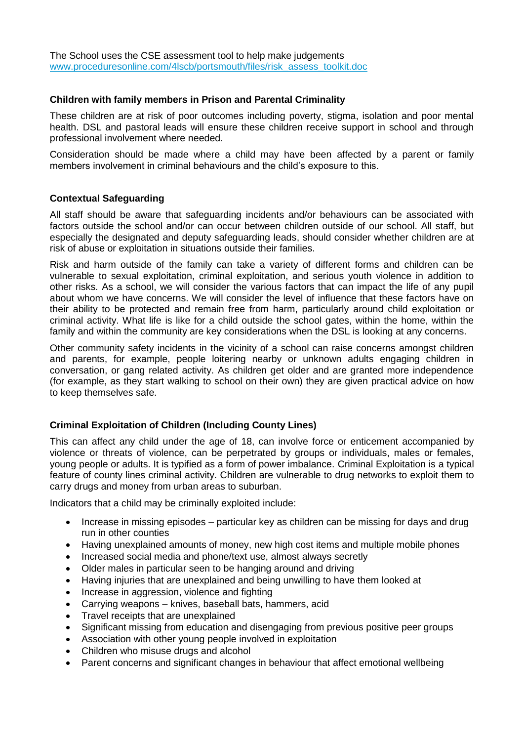The School uses the CSE assessment tool to help make judgements www.proceduresonline.com/4lscb/portsmouth/files/risk_assess_toolkit.doc

### Children with family members in Prison and Parental Criminality

These children are at risk of poor outcomes including poverty, stigma, isolation and poor mental health. DSL and pastoral leads will ensure these children receive support in school and through professional involvement where needed.

Consideration should be made where a child may have been affected by a parent or family members involvement in criminal behaviours and the child's exposure to this.

### Contextual Safeguarding

All staff should be aware that safeguarding incidents and/or behaviours can be associated with factors outside the school and/or can occur between children outside of our school. All staff, but especially the designated and deputy safeguarding leads, should consider whether children are at risk of abuse or exploitation in situations outside their families.

Risk and harm outside of the family can take a variety of different forms and children can be vulnerable to sexual exploitation, criminal exploitation, and serious youth violence in addition to other risks. As a school, we will consider the various factors that can impact the life of any pupil about whom we have concerns. We will consider the level of influence that these factors have on their ability to be protected and remain free from harm, particularly around child exploitation or criminal activity. What life is like for a child outside the school gates, within the home, within the family and within the community are key considerations when the DSL is looking at any concerns.

Other community safety incidents in the vicinity of a school can raise concerns amongst children and parents, for example, people loitering nearby or unknown adults engaging children in conversation, or gang related activity. As children get older and are granted more independence (for example, as they start walking to school on their own) they are given practical advice on how to keep themselves safe.

### Criminal Exploitation of Children (Including County Lines)

This can affect any child under the age of 18, can involve force or enticement accompanied by violence or threats of violence, can be perpetrated by groups or individuals, males or females, young people or adults. It is typified as a form of power imbalance. Criminal Exploitation is a typical feature of county lines criminal activity. Children are vulnerable to drug networks to exploit them to carry drugs and money from urban areas to suburban.

Indicators that a child may be criminally exploited include:

- Increase in missing episodes – particular key as children can be missing for days and drug run in other counties
- Having unexplained amounts of money, new high cost items and multiple mobile phones
- Increased social media and phone/text use, almost always secretly
- Older males in particular seen to be hanging around and driving
- Having injuries that are unexplained and being unwilling to have them looked at
- Increase in aggression, violence and fighting
- Carrying weapons – knives, baseball bats, hammers, acid
- Travel receipts that are unexplained
- Significant missing from education and disengaging from previous positive peer groups
- Association with other young people involved in exploitation
- Children who misuse drugs and alcohol
- Parent concerns and significant changes in behaviour that affect emotional wellbeing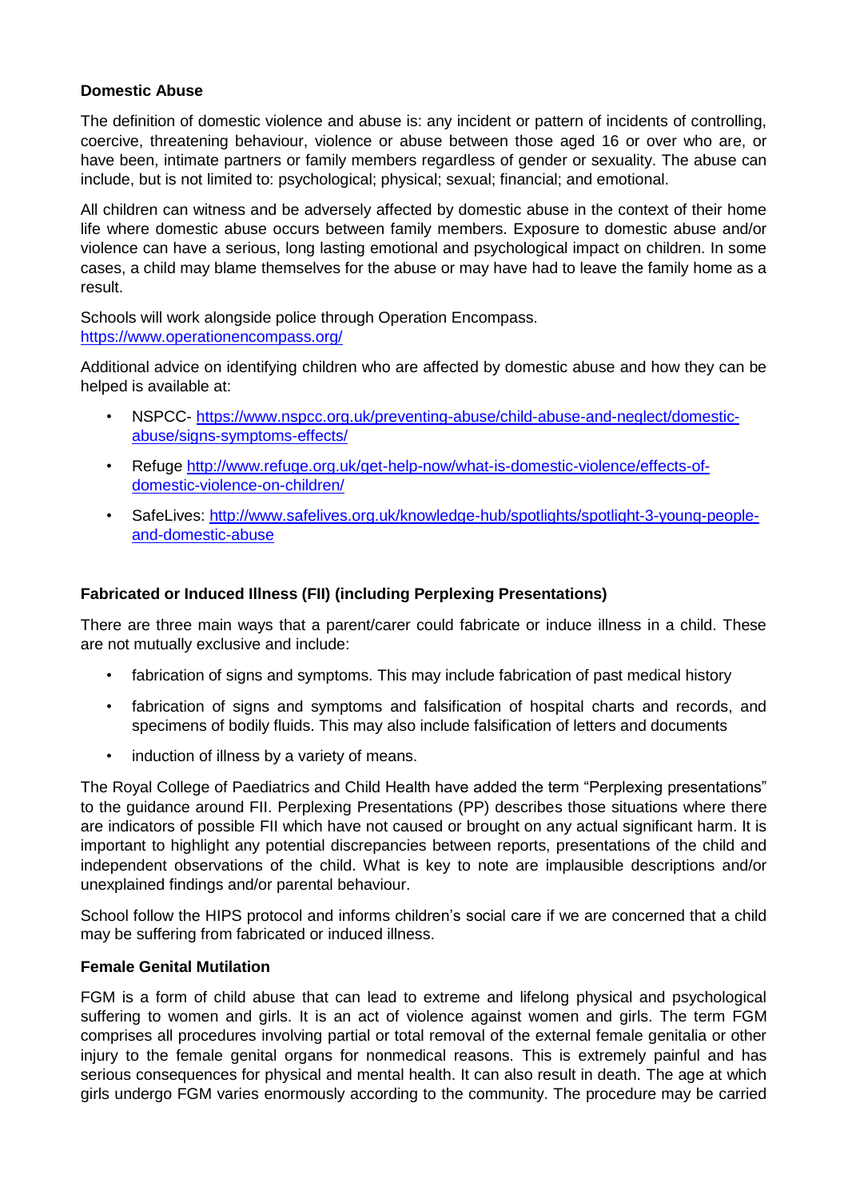**Domestic Abuse**

The definition of domestic violence and abuse is: any incident or pattern of incidents of controlling, coercive, threatening behaviour, violence or abuse between those aged 16 or over who are, or have been, intimate partners or family members regardless of gender or sexuality. The abuse can include, but is not limited to: psychological; physical; sexual; financial; and emotional.

All children can witness and be adversely affected by domestic abuse in the context of their home life where domestic abuse occurs between family members. Exposure to domestic abuse and/or violence can have a serious, long lasting emotional and psychological impact on children. In some cases, a child may blame themselves for the abuse or may have had to leave the family home as a result.

Schools will work alongside police through Operation Encompass.
https://www.operationencompass.org/

Additional advice on identifying children who are affected by domestic abuse and how they can be helped is available at:

- NSPCC- https://www.nspcc.org.uk/preventing-abuse/child-abuse-and-neglect/domestic-abuse/signs-symptoms-effects/
- Refuge http://www.refuge.org.uk/get-help-now/what-is-domestic-violence/effects-of-domestic-violence-on-children/
- SafeLives: http://www.safelives.org.uk/knowledge-hub/spotlights/spotlight-3-young-people-and-domestic-abuse

**Fabricated or Induced Illness (FII) (including Perplexing Presentations)**

There are three main ways that a parent/carer could fabricate or induce illness in a child. These are not mutually exclusive and include:

- fabrication of signs and symptoms. This may include fabrication of past medical history
- fabrication of signs and symptoms and falsification of hospital charts and records, and specimens of bodily fluids. This may also include falsification of letters and documents
- induction of illness by a variety of means.

The Royal College of Paediatrics and Child Health have added the term "Perplexing presentations" to the guidance around FII. Perplexing Presentations (PP) describes those situations where there are indicators of possible FII which have not caused or brought on any actual significant harm. It is important to highlight any potential discrepancies between reports, presentations of the child and independent observations of the child. What is key to note are implausible descriptions and/or unexplained findings and/or parental behaviour.

School follow the HIPS protocol and informs children's social care if we are concerned that a child may be suffering from fabricated or induced illness.

**Female Genital Mutilation**

FGM is a form of child abuse that can lead to extreme and lifelong physical and psychological suffering to women and girls. It is an act of violence against women and girls. The term FGM comprises all procedures involving partial or total removal of the external female genitalia or other injury to the female genital organs for nonmedical reasons. This is extremely painful and has serious consequences for physical and mental health. It can also result in death. The age at which girls undergo FGM varies enormously according to the community. The procedure may be carried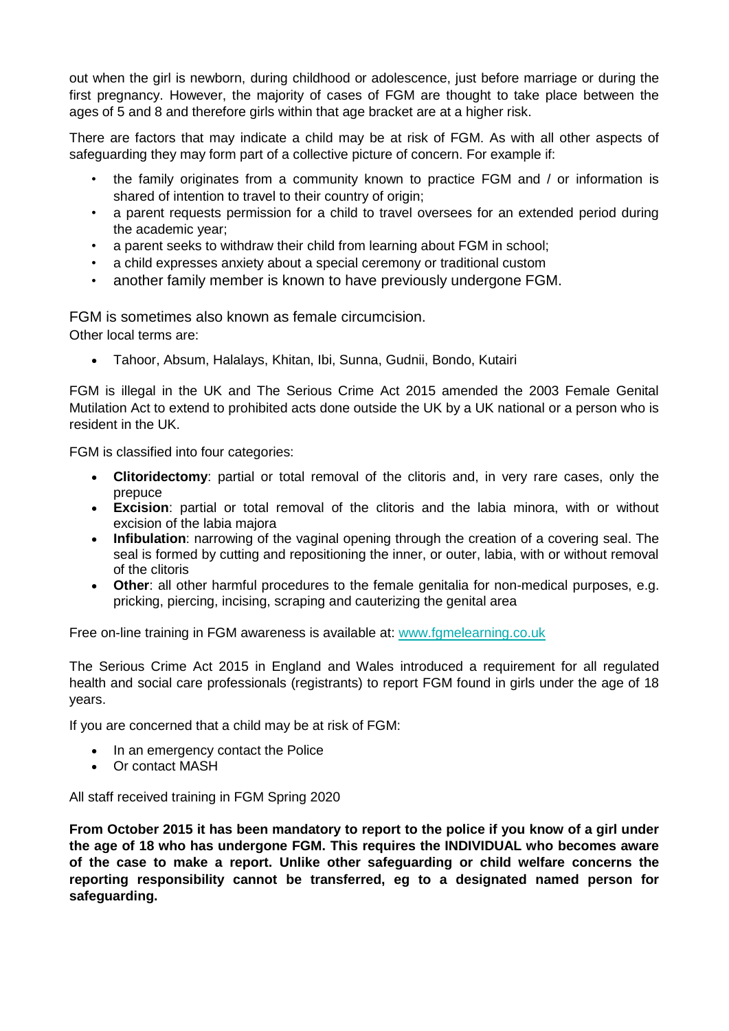out when the girl is newborn, during childhood or adolescence, just before marriage or during the first pregnancy. However, the majority of cases of FGM are thought to take place between the ages of 5 and 8 and therefore girls within that age bracket are at a higher risk.

There are factors that may indicate a child may be at risk of FGM. As with all other aspects of safeguarding they may form part of a collective picture of concern. For example if:

- the family originates from a community known to practice FGM and / or information is shared of intention to travel to their country of origin;
- a parent requests permission for a child to travel oversees for an extended period during the academic year;
- a parent seeks to withdraw their child from learning about FGM in school;
- a child expresses anxiety about a special ceremony or traditional custom
- another family member is known to have previously undergone FGM.

FGM is sometimes also known as female circumcision.
Other local terms are:

- Tahoor, Absum, Halalays, Khitan, Ibi, Sunna, Gudnii, Bondo, Kutairi

FGM is illegal in the UK and The Serious Crime Act 2015 amended the 2003 Female Genital Mutilation Act to extend to prohibited acts done outside the UK by a UK national or a person who is resident in the UK.

FGM is classified into four categories:

- **Clitoridectomy**: partial or total removal of the clitoris and, in very rare cases, only the prepuce
- **Excision**: partial or total removal of the clitoris and the labia minora, with or without excision of the labia majora
- **Infibulation**: narrowing of the vaginal opening through the creation of a covering seal. The seal is formed by cutting and repositioning the inner, or outer, labia, with or without removal of the clitoris
- **Other**: all other harmful procedures to the female genitalia for non-medical purposes, e.g. pricking, piercing, incising, scraping and cauterizing the genital area

Free on-line training in FGM awareness is available at: [www.fgmelearning.co.uk](www.fgmelearning.co.uk)

The Serious Crime Act 2015 in England and Wales introduced a requirement for all regulated health and social care professionals (registrants) to report FGM found in girls under the age of 18 years.

If you are concerned that a child may be at risk of FGM:

- In an emergency contact the Police
- Or contact MASH

All staff received training in FGM Spring 2020

**From October 2015 it has been mandatory to report to the police if you know of a girl under the age of 18 who has undergone FGM. This requires the INDIVIDUAL who becomes aware of the case to make a report. Unlike other safeguarding or child welfare concerns the reporting responsibility cannot be transferred, eg to a designated named person for safeguarding.**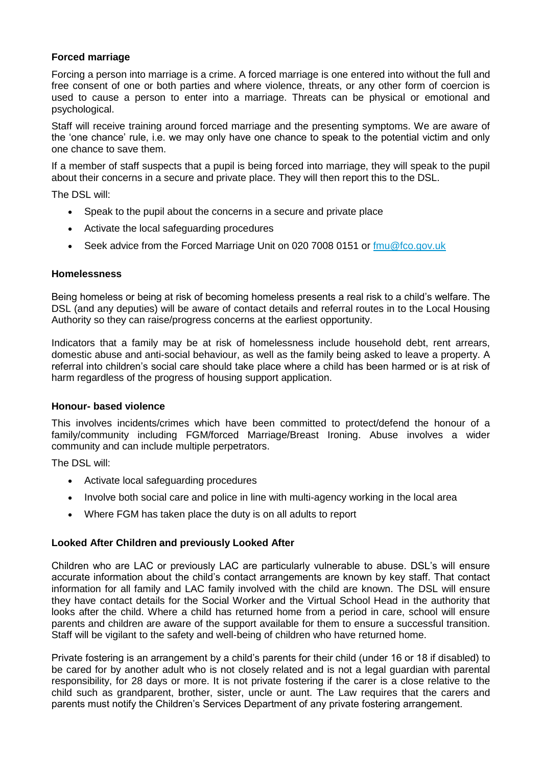**Forced marriage**

Forcing a person into marriage is a crime. A forced marriage is one entered into without the full and free consent of one or both parties and where violence, threats, or any other form of coercion is used to cause a person to enter into a marriage. Threats can be physical or emotional and psychological.

Staff will receive training around forced marriage and the presenting symptoms. We are aware of the 'one chance' rule, i.e. we may only have one chance to speak to the potential victim and only one chance to save them.

If a member of staff suspects that a pupil is being forced into marriage, they will speak to the pupil about their concerns in a secure and private place. They will then report this to the DSL.

The DSL will:

- Speak to the pupil about the concerns in a secure and private place
- Activate the local safeguarding procedures
- Seek advice from the Forced Marriage Unit on 020 7008 0151 or fmu@fco.gov.uk

**Homelessness**

Being homeless or being at risk of becoming homeless presents a real risk to a child's welfare. The DSL (and any deputies) will be aware of contact details and referral routes in to the Local Housing Authority so they can raise/progress concerns at the earliest opportunity.

Indicators that a family may be at risk of homelessness include household debt, rent arrears, domestic abuse and anti-social behaviour, as well as the family being asked to leave a property. A referral into children's social care should take place where a child has been harmed or is at risk of harm regardless of the progress of housing support application.

**Honour- based violence**

This involves incidents/crimes which have been committed to protect/defend the honour of a family/community including FGM/forced Marriage/Breast Ironing. Abuse involves a wider community and can include multiple perpetrators.

The DSL will:

- Activate local safeguarding procedures
- Involve both social care and police in line with multi-agency working in the local area
- Where FGM has taken place the duty is on all adults to report

**Looked After Children and previously Looked After**

Children who are LAC or previously LAC are particularly vulnerable to abuse. DSL's will ensure accurate information about the child's contact arrangements are known by key staff. That contact information for all family and LAC family involved with the child are known. The DSL will ensure they have contact details for the Social Worker and the Virtual School Head in the authority that looks after the child. Where a child has returned home from a period in care, school will ensure parents and children are aware of the support available for them to ensure a successful transition. Staff will be vigilant to the safety and well-being of children who have returned home.

Private fostering is an arrangement by a child's parents for their child (under 16 or 18 if disabled) to be cared for by another adult who is not closely related and is not a legal guardian with parental responsibility, for 28 days or more. It is not private fostering if the carer is a close relative to the child such as grandparent, brother, sister, uncle or aunt. The Law requires that the carers and parents must notify the Children's Services Department of any private fostering arrangement.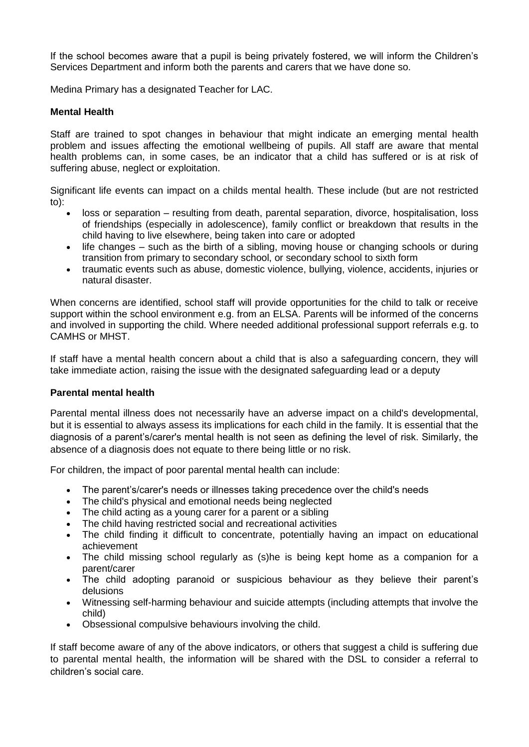If the school becomes aware that a pupil is being privately fostered, we will inform the Children's Services Department and inform both the parents and carers that we have done so.

Medina Primary has a designated Teacher for LAC.

**Mental Health**

Staff are trained to spot changes in behaviour that might indicate an emerging mental health problem and issues affecting the emotional wellbeing of pupils. All staff are aware that mental health problems can, in some cases, be an indicator that a child has suffered or is at risk of suffering abuse, neglect or exploitation.

Significant life events can impact on a childs mental health. These include (but are not restricted to):

- loss or separation – resulting from death, parental separation, divorce, hospitalisation, loss of friendships (especially in adolescence), family conflict or breakdown that results in the child having to live elsewhere, being taken into care or adopted
- life changes – such as the birth of a sibling, moving house or changing schools or during transition from primary to secondary school, or secondary school to sixth form
- traumatic events such as abuse, domestic violence, bullying, violence, accidents, injuries or natural disaster.

When concerns are identified, school staff will provide opportunities for the child to talk or receive support within the school environment e.g. from an ELSA. Parents will be informed of the concerns and involved in supporting the child. Where needed additional professional support referrals e.g. to CAMHS or MHST.

If staff have a mental health concern about a child that is also a safeguarding concern, they will take immediate action, raising the issue with the designated safeguarding lead or a deputy

**Parental mental health**

Parental mental illness does not necessarily have an adverse impact on a child's developmental, but it is essential to always assess its implications for each child in the family. It is essential that the diagnosis of a parent's/carer's mental health is not seen as defining the level of risk. Similarly, the absence of a diagnosis does not equate to there being little or no risk.

For children, the impact of poor parental mental health can include:

- The parent's/carer's needs or illnesses taking precedence over the child's needs
- The child's physical and emotional needs being neglected
- The child acting as a young carer for a parent or a sibling
- The child having restricted social and recreational activities
- The child finding it difficult to concentrate, potentially having an impact on educational achievement
- The child missing school regularly as (s)he is being kept home as a companion for a parent/carer
- The child adopting paranoid or suspicious behaviour as they believe their parent's delusions
- Witnessing self-harming behaviour and suicide attempts (including attempts that involve the child)
- Obsessional compulsive behaviours involving the child.

If staff become aware of any of the above indicators, or others that suggest a child is suffering due to parental mental health, the information will be shared with the DSL to consider a referral to children's social care.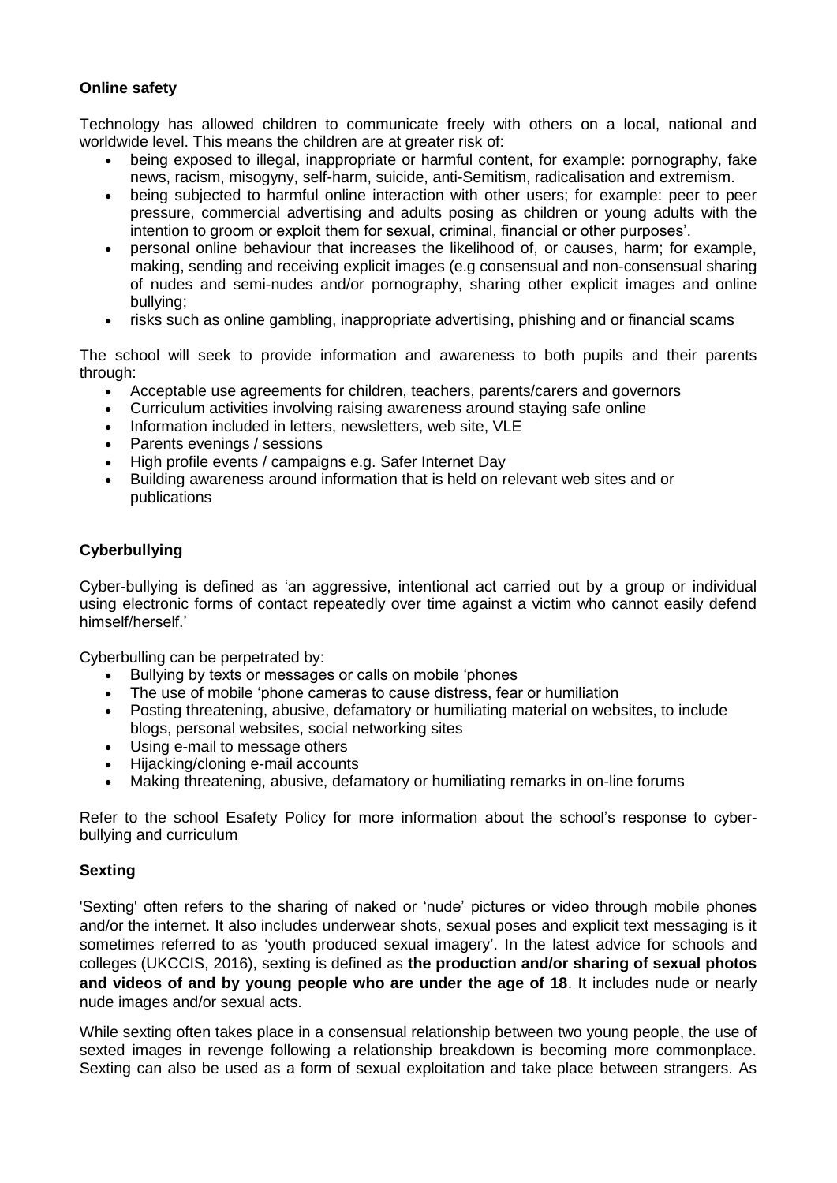**Online safety**

Technology has allowed children to communicate freely with others on a local, national and worldwide level. This means the children are at greater risk of:

- being exposed to illegal, inappropriate or harmful content, for example: pornography, fake news, racism, misogyny, self-harm, suicide, anti-Semitism, radicalisation and extremism.
- being subjected to harmful online interaction with other users; for example: peer to peer pressure, commercial advertising and adults posing as children or young adults with the intention to groom or exploit them for sexual, criminal, financial or other purposes'.
- personal online behaviour that increases the likelihood of, or causes, harm; for example, making, sending and receiving explicit images (e.g consensual and non-consensual sharing of nudes and semi-nudes and/or pornography, sharing other explicit images and online bullying;
- risks such as online gambling, inappropriate advertising, phishing and or financial scams

The school will seek to provide information and awareness to both pupils and their parents through:

- Acceptable use agreements for children, teachers, parents/carers and governors
- Curriculum activities involving raising awareness around staying safe online
- Information included in letters, newsletters, web site, VLE
- Parents evenings / sessions
- High profile events / campaigns e.g. Safer Internet Day
- Building awareness around information that is held on relevant web sites and or publications

**Cyberbullying**

Cyber-bullying is defined as 'an aggressive, intentional act carried out by a group or individual using electronic forms of contact repeatedly over time against a victim who cannot easily defend himself/herself.'

Cyberbulling can be perpetrated by:

- Bullying by texts or messages or calls on mobile 'phones
- The use of mobile 'phone cameras to cause distress, fear or humiliation
- Posting threatening, abusive, defamatory or humiliating material on websites, to include blogs, personal websites, social networking sites
- Using e-mail to message others
- Hijacking/cloning e-mail accounts
- Making threatening, abusive, defamatory or humiliating remarks in on-line forums

Refer to the school Esafety Policy for more information about the school's response to cyber-bullying and curriculum

**Sexting**

'Sexting' often refers to the sharing of naked or 'nude' pictures or video through mobile phones and/or the internet. It also includes underwear shots, sexual poses and explicit text messaging is it sometimes referred to as 'youth produced sexual imagery'. In the latest advice for schools and colleges (UKCCIS, 2016), sexting is defined as **the production and/or sharing of sexual photos and videos of and by young people who are under the age of 18**. It includes nude or nearly nude images and/or sexual acts.

While sexting often takes place in a consensual relationship between two young people, the use of sexted images in revenge following a relationship breakdown is becoming more commonplace. Sexting can also be used as a form of sexual exploitation and take place between strangers. As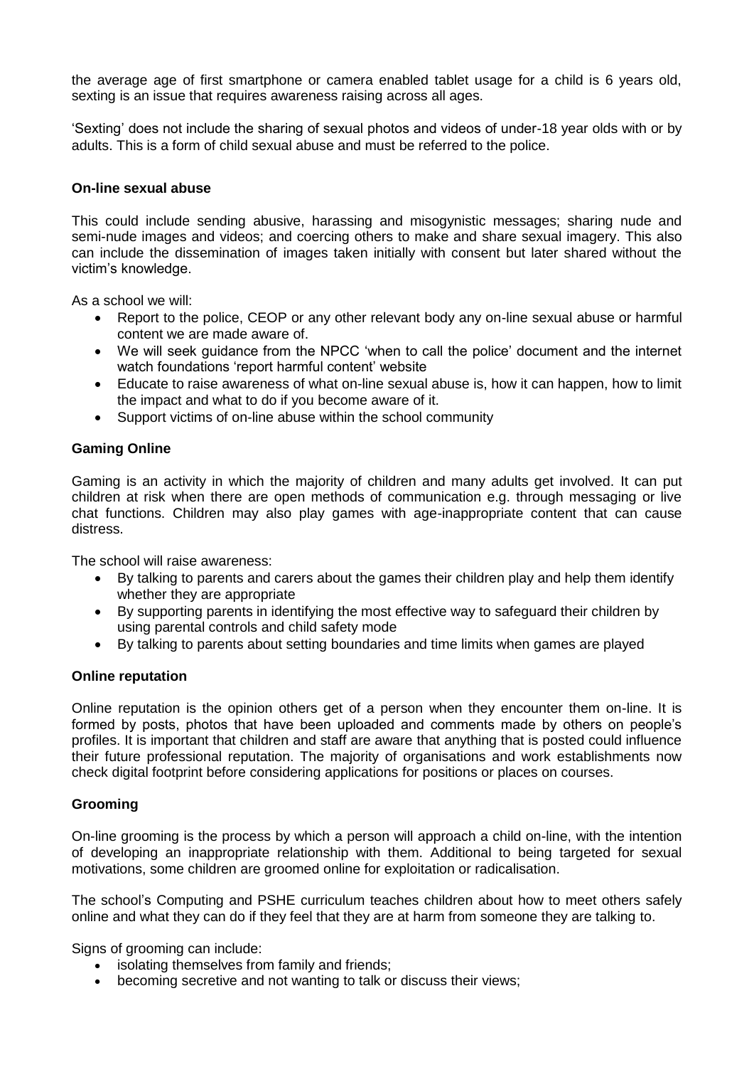the average age of first smartphone or camera enabled tablet usage for a child is 6 years old, sexting is an issue that requires awareness raising across all ages.

'Sexting' does not include the sharing of sexual photos and videos of under-18 year olds with or by adults. This is a form of child sexual abuse and must be referred to the police.

**On-line sexual abuse**

This could include sending abusive, harassing and misogynistic messages; sharing nude and semi-nude images and videos; and coercing others to make and share sexual imagery. This also can include the dissemination of images taken initially with consent but later shared without the victim's knowledge.

As a school we will:

- Report to the police, CEOP or any other relevant body any on-line sexual abuse or harmful content we are made aware of.
- We will seek guidance from the NPCC 'when to call the police' document and the internet watch foundations 'report harmful content' website
- Educate to raise awareness of what on-line sexual abuse is, how it can happen, how to limit the impact and what to do if you become aware of it.
- Support victims of on-line abuse within the school community

**Gaming Online**

Gaming is an activity in which the majority of children and many adults get involved. It can put children at risk when there are open methods of communication e.g. through messaging or live chat functions. Children may also play games with age-inappropriate content that can cause distress.

The school will raise awareness:

- By talking to parents and carers about the games their children play and help them identify whether they are appropriate
- By supporting parents in identifying the most effective way to safeguard their children by using parental controls and child safety mode
- By talking to parents about setting boundaries and time limits when games are played

**Online reputation**

Online reputation is the opinion others get of a person when they encounter them on-line. It is formed by posts, photos that have been uploaded and comments made by others on people's profiles. It is important that children and staff are aware that anything that is posted could influence their future professional reputation. The majority of organisations and work establishments now check digital footprint before considering applications for positions or places on courses.

**Grooming**

On-line grooming is the process by which a person will approach a child on-line, with the intention of developing an inappropriate relationship with them. Additional to being targeted for sexual motivations, some children are groomed online for exploitation or radicalisation.

The school's Computing and PSHE curriculum teaches children about how to meet others safely online and what they can do if they feel that they are at harm from someone they are talking to.

Signs of grooming can include:

- isolating themselves from family and friends;
- becoming secretive and not wanting to talk or discuss their views;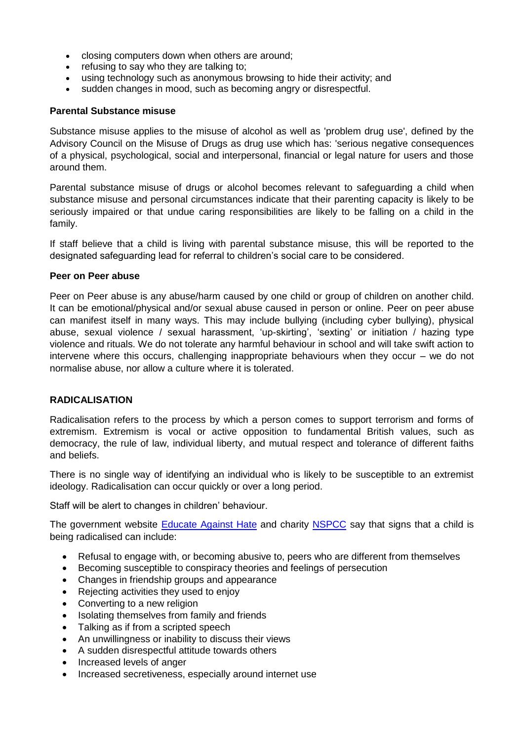- closing computers down when others are around;
- refusing to say who they are talking to;
- using technology such as anonymous browsing to hide their activity; and
- sudden changes in mood, such as becoming angry or disrespectful.

**Parental Substance misuse**

Substance misuse applies to the misuse of alcohol as well as 'problem drug use', defined by the Advisory Council on the Misuse of Drugs as drug use which has: 'serious negative consequences of a physical, psychological, social and interpersonal, financial or legal nature for users and those around them.

Parental substance misuse of drugs or alcohol becomes relevant to safeguarding a child when substance misuse and personal circumstances indicate that their parenting capacity is likely to be seriously impaired or that undue caring responsibilities are likely to be falling on a child in the family.

If staff believe that a child is living with parental substance misuse, this will be reported to the designated safeguarding lead for referral to children's social care to be considered.

**Peer on Peer abuse**

Peer on Peer abuse is any abuse/harm caused by one child or group of children on another child. It can be emotional/physical and/or sexual abuse caused in person or online. Peer on peer abuse can manifest itself in many ways. This may include bullying (including cyber bullying), physical abuse, sexual violence / sexual harassment, 'up-skirting', 'sexting' or initiation / hazing type violence and rituals. We do not tolerate any harmful behaviour in school and will take swift action to intervene where this occurs, challenging inappropriate behaviours when they occur – we do not normalise abuse, nor allow a culture where it is tolerated.

**RADICALISATION**

Radicalisation refers to the process by which a person comes to support terrorism and forms of extremism. Extremism is vocal or active opposition to fundamental British values, such as democracy, the rule of law, individual liberty, and mutual respect and tolerance of different faiths and beliefs.

There is no single way of identifying an individual who is likely to be susceptible to an extremist ideology. Radicalisation can occur quickly or over a long period.

Staff will be alert to changes in children' behaviour.

The government website Educate Against Hate and charity NSPCC say that signs that a child is being radicalised can include:

- Refusal to engage with, or becoming abusive to, peers who are different from themselves
- Becoming susceptible to conspiracy theories and feelings of persecution
- Changes in friendship groups and appearance
- Rejecting activities they used to enjoy
- Converting to a new religion
- Isolating themselves from family and friends
- Talking as if from a scripted speech
- An unwillingness or inability to discuss their views
- A sudden disrespectful attitude towards others
- Increased levels of anger
- Increased secretiveness, especially around internet use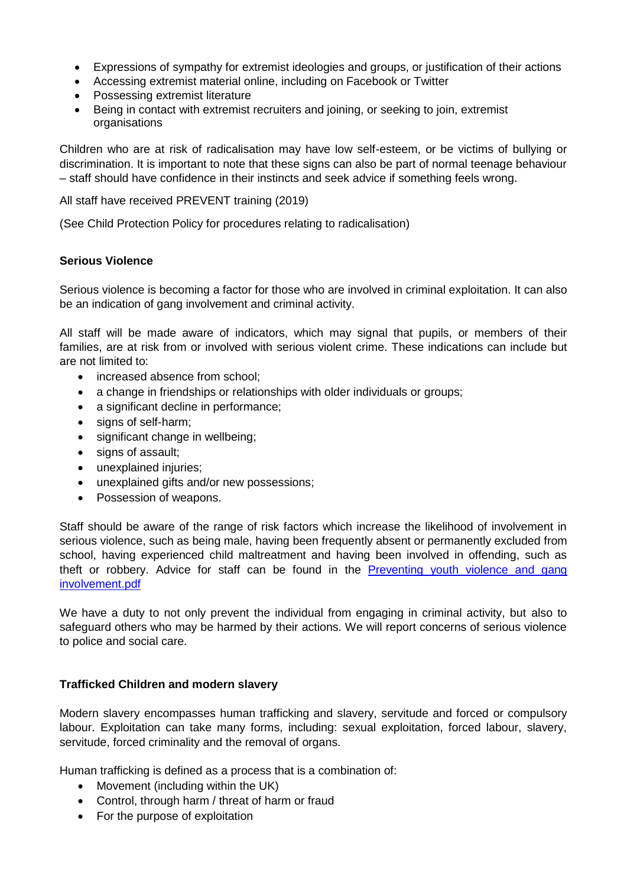- Expressions of sympathy for extremist ideologies and groups, or justification of their actions
- Accessing extremist material online, including on Facebook or Twitter
- Possessing extremist literature
- Being in contact with extremist recruiters and joining, or seeking to join, extremist organisations

Children who are at risk of radicalisation may have low self-esteem, or be victims of bullying or discrimination. It is important to note that these signs can also be part of normal teenage behaviour – staff should have confidence in their instincts and seek advice if something feels wrong.

All staff have received PREVENT training (2019)

(See Child Protection Policy for procedures relating to radicalisation)

**Serious Violence**

Serious violence is becoming a factor for those who are involved in criminal exploitation. It can also be an indication of gang involvement and criminal activity.

All staff will be made aware of indicators, which may signal that pupils, or members of their families, are at risk from or involved with serious violent crime. These indications can include but are not limited to:

- increased absence from school;
- a change in friendships or relationships with older individuals or groups;
- a significant decline in performance;
- signs of self-harm;
- significant change in wellbeing;
- signs of assault;
- unexplained injuries;
- unexplained gifts and/or new possessions;
- Possession of weapons.

Staff should be aware of the range of risk factors which increase the likelihood of involvement in serious violence, such as being male, having been frequently absent or permanently excluded from school, having experienced child maltreatment and having been involved in offending, such as theft or robbery. Advice for staff can be found in the [Preventing youth violence and gang involvement.pdf]

We have a duty to not only prevent the individual from engaging in criminal activity, but also to safeguard others who may be harmed by their actions. We will report concerns of serious violence to police and social care.

**Trafficked Children and modern slavery**

Modern slavery encompasses human trafficking and slavery, servitude and forced or compulsory labour. Exploitation can take many forms, including: sexual exploitation, forced labour, slavery, servitude, forced criminality and the removal of organs.

Human trafficking is defined as a process that is a combination of:

- Movement (including within the UK)
- Control, through harm / threat of harm or fraud
- For the purpose of exploitation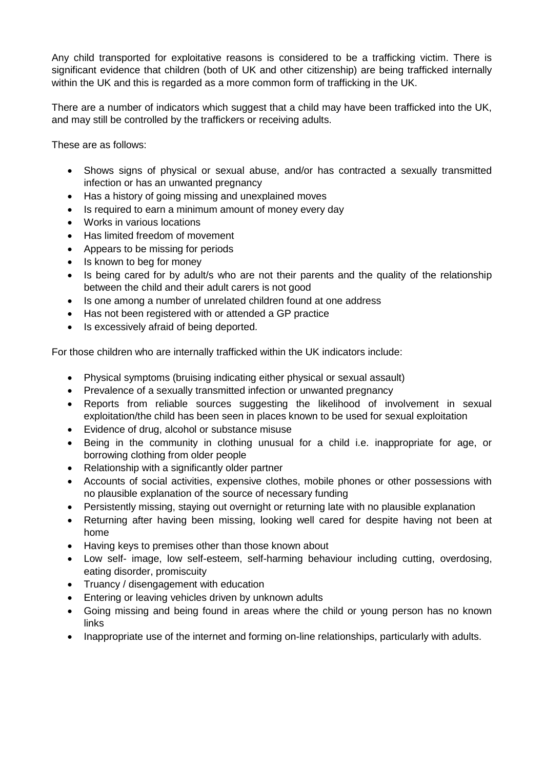Any child transported for exploitative reasons is considered to be a trafficking victim. There is significant evidence that children (both of UK and other citizenship) are being trafficked internally within the UK and this is regarded as a more common form of trafficking in the UK.

There are a number of indicators which suggest that a child may have been trafficked into the UK, and may still be controlled by the traffickers or receiving adults.

These are as follows:

- Shows signs of physical or sexual abuse, and/or has contracted a sexually transmitted infection or has an unwanted pregnancy
- Has a history of going missing and unexplained moves
- Is required to earn a minimum amount of money every day
- Works in various locations
- Has limited freedom of movement
- Appears to be missing for periods
- Is known to beg for money
- Is being cared for by adult/s who are not their parents and the quality of the relationship between the child and their adult carers is not good
- Is one among a number of unrelated children found at one address
- Has not been registered with or attended a GP practice
- Is excessively afraid of being deported.

For those children who are internally trafficked within the UK indicators include:

- Physical symptoms (bruising indicating either physical or sexual assault)
- Prevalence of a sexually transmitted infection or unwanted pregnancy
- Reports from reliable sources suggesting the likelihood of involvement in sexual exploitation/the child has been seen in places known to be used for sexual exploitation
- Evidence of drug, alcohol or substance misuse
- Being in the community in clothing unusual for a child i.e. inappropriate for age, or borrowing clothing from older people
- Relationship with a significantly older partner
- Accounts of social activities, expensive clothes, mobile phones or other possessions with no plausible explanation of the source of necessary funding
- Persistently missing, staying out overnight or returning late with no plausible explanation
- Returning after having been missing, looking well cared for despite having not been at home
- Having keys to premises other than those known about
- Low self- image, low self-esteem, self-harming behaviour including cutting, overdosing, eating disorder, promiscuity
- Truancy / disengagement with education
- Entering or leaving vehicles driven by unknown adults
- Going missing and being found in areas where the child or young person has no known links
- Inappropriate use of the internet and forming on-line relationships, particularly with adults.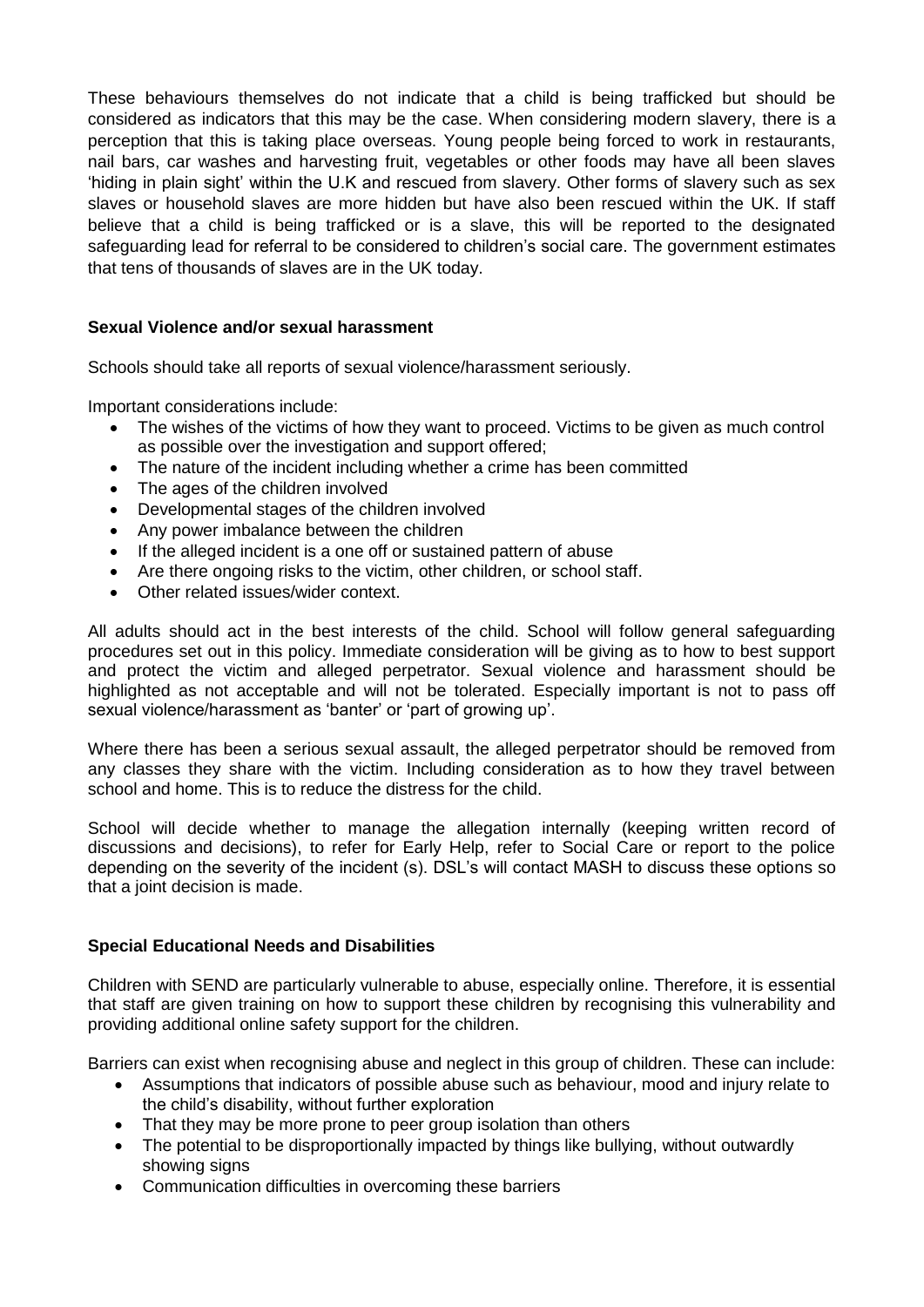These behaviours themselves do not indicate that a child is being trafficked but should be considered as indicators that this may be the case. When considering modern slavery, there is a perception that this is taking place overseas. Young people being forced to work in restaurants, nail bars, car washes and harvesting fruit, vegetables or other foods may have all been slaves 'hiding in plain sight' within the U.K and rescued from slavery. Other forms of slavery such as sex slaves or household slaves are more hidden but have also been rescued within the UK. If staff believe that a child is being trafficked or is a slave, this will be reported to the designated safeguarding lead for referral to be considered to children's social care. The government estimates that tens of thousands of slaves are in the UK today.

**Sexual Violence and/or sexual harassment**

Schools should take all reports of sexual violence/harassment seriously.

Important considerations include:

- The wishes of the victims of how they want to proceed. Victims to be given as much control as possible over the investigation and support offered;
- The nature of the incident including whether a crime has been committed
- The ages of the children involved
- Developmental stages of the children involved
- Any power imbalance between the children
- If the alleged incident is a one off or sustained pattern of abuse
- Are there ongoing risks to the victim, other children, or school staff.
- Other related issues/wider context.

All adults should act in the best interests of the child. School will follow general safeguarding procedures set out in this policy. Immediate consideration will be giving as to how to best support and protect the victim and alleged perpetrator. Sexual violence and harassment should be highlighted as not acceptable and will not be tolerated. Especially important is not to pass off sexual violence/harassment as 'banter' or 'part of growing up'.

Where there has been a serious sexual assault, the alleged perpetrator should be removed from any classes they share with the victim. Including consideration as to how they travel between school and home. This is to reduce the distress for the child.

School will decide whether to manage the allegation internally (keeping written record of discussions and decisions), to refer for Early Help, refer to Social Care or report to the police depending on the severity of the incident (s). DSL's will contact MASH to discuss these options so that a joint decision is made.

**Special Educational Needs and Disabilities**

Children with SEND are particularly vulnerable to abuse, especially online. Therefore, it is essential that staff are given training on how to support these children by recognising this vulnerability and providing additional online safety support for the children.

Barriers can exist when recognising abuse and neglect in this group of children. These can include:

- Assumptions that indicators of possible abuse such as behaviour, mood and injury relate to the child's disability, without further exploration
- That they may be more prone to peer group isolation than others
- The potential to be disproportionally impacted by things like bullying, without outwardly showing signs
- Communication difficulties in overcoming these barriers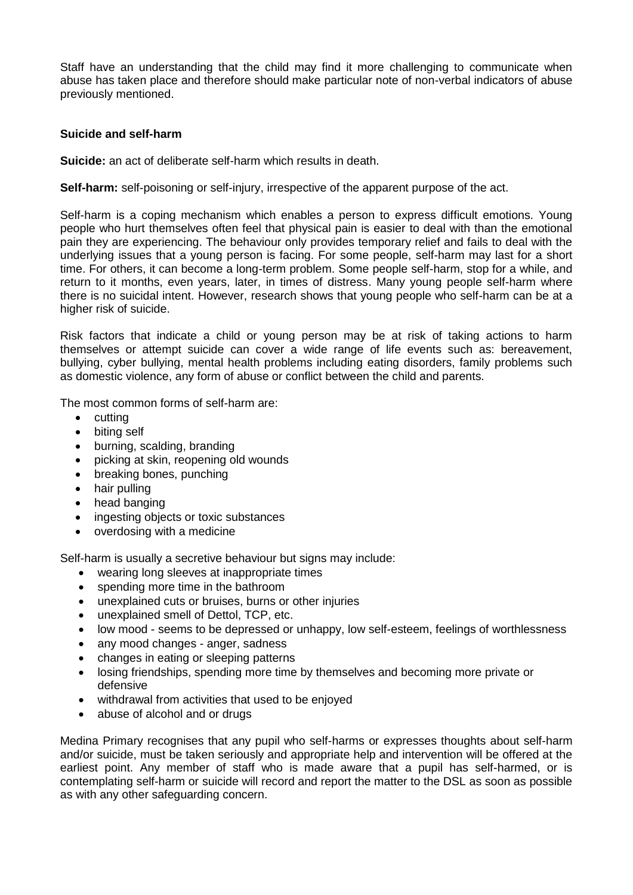Staff have an understanding that the child may find it more challenging to communicate when abuse has taken place and therefore should make particular note of non-verbal indicators of abuse previously mentioned.

**Suicide and self-harm**

**Suicide:** an act of deliberate self-harm which results in death.

**Self-harm:** self-poisoning or self-injury, irrespective of the apparent purpose of the act.

Self-harm is a coping mechanism which enables a person to express difficult emotions. Young people who hurt themselves often feel that physical pain is easier to deal with than the emotional pain they are experiencing. The behaviour only provides temporary relief and fails to deal with the underlying issues that a young person is facing. For some people, self-harm may last for a short time. For others, it can become a long-term problem. Some people self-harm, stop for a while, and return to it months, even years, later, in times of distress. Many young people self-harm where there is no suicidal intent. However, research shows that young people who self-harm can be at a higher risk of suicide.

Risk factors that indicate a child or young person may be at risk of taking actions to harm themselves or attempt suicide can cover a wide range of life events such as: bereavement, bullying, cyber bullying, mental health problems including eating disorders, family problems such as domestic violence, any form of abuse or conflict between the child and parents.

The most common forms of self-harm are:

- cutting
- biting self
- burning, scalding, branding
- picking at skin, reopening old wounds
- breaking bones, punching
- hair pulling
- head banging
- ingesting objects or toxic substances
- overdosing with a medicine

Self-harm is usually a secretive behaviour but signs may include:

- wearing long sleeves at inappropriate times
- spending more time in the bathroom
- unexplained cuts or bruises, burns or other injuries
- unexplained smell of Dettol, TCP, etc.
- low mood - seems to be depressed or unhappy, low self-esteem, feelings of worthlessness
- any mood changes - anger, sadness
- changes in eating or sleeping patterns
- losing friendships, spending more time by themselves and becoming more private or defensive
- withdrawal from activities that used to be enjoyed
- abuse of alcohol and or drugs

Medina Primary recognises that any pupil who self-harms or expresses thoughts about self-harm and/or suicide, must be taken seriously and appropriate help and intervention will be offered at the earliest point. Any member of staff who is made aware that a pupil has self-harmed, or is contemplating self-harm or suicide will record and report the matter to the DSL as soon as possible as with any other safeguarding concern.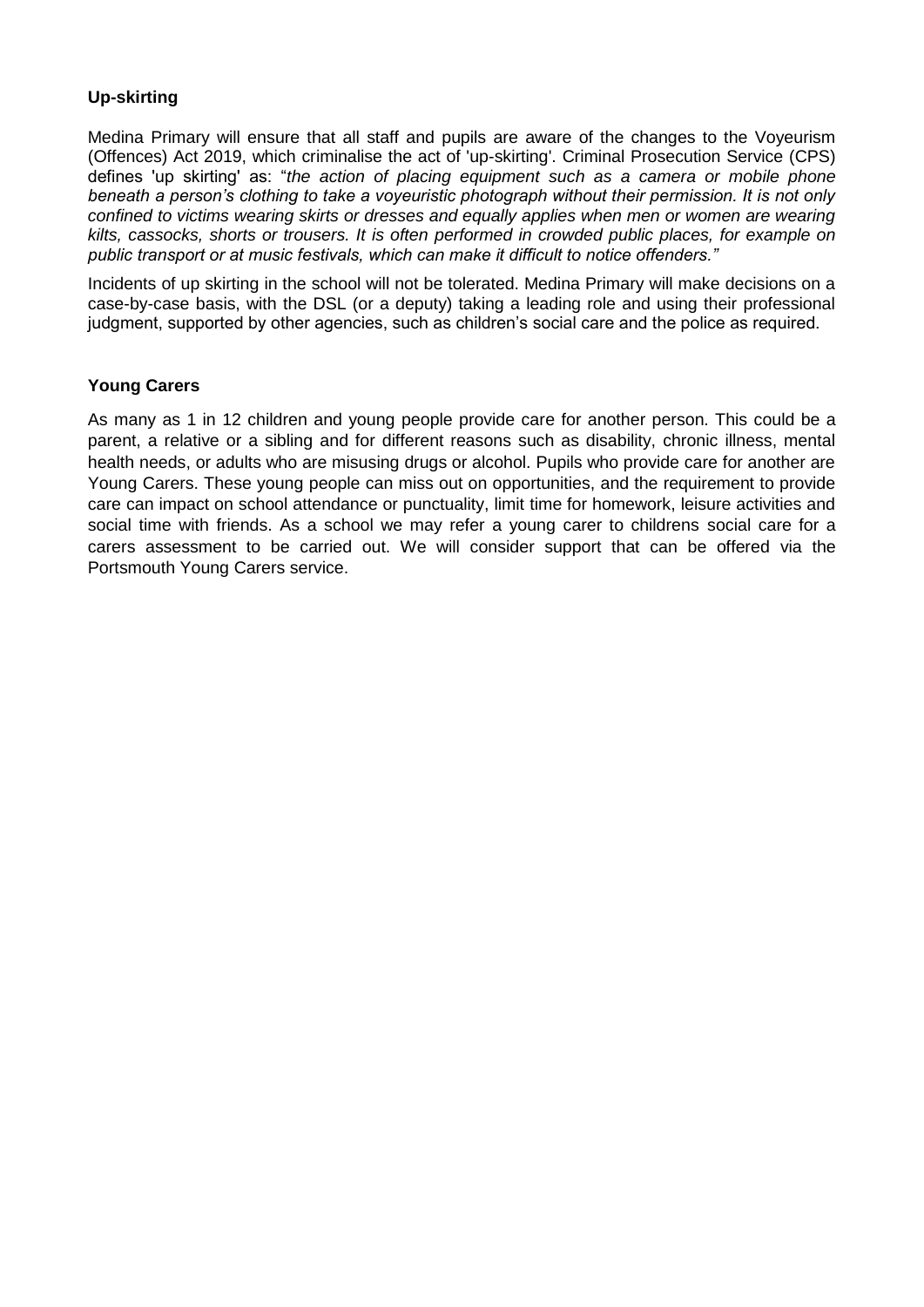**Up-skirting**

Medina Primary will ensure that all staff and pupils are aware of the changes to the Voyeurism (Offences) Act 2019, which criminalise the act of 'up-skirting'. Criminal Prosecution Service (CPS) defines 'up skirting' as: "*the action of placing equipment such as a camera or mobile phone beneath a person's clothing to take a voyeuristic photograph without their permission. It is not only confined to victims wearing skirts or dresses and equally applies when men or women are wearing kilts, cassocks, shorts or trousers. It is often performed in crowded public places, for example on public transport or at music festivals, which can make it difficult to notice offenders."*

Incidents of up skirting in the school will not be tolerated. Medina Primary will make decisions on a case-by-case basis, with the DSL (or a deputy) taking a leading role and using their professional judgment, supported by other agencies, such as children's social care and the police as required.

**Young Carers**

As many as 1 in 12 children and young people provide care for another person. This could be a parent, a relative or a sibling and for different reasons such as disability, chronic illness, mental health needs, or adults who are misusing drugs or alcohol. Pupils who provide care for another are Young Carers. These young people can miss out on opportunities, and the requirement to provide care can impact on school attendance or punctuality, limit time for homework, leisure activities and social time with friends. As a school we may refer a young carer to childrens social care for a carers assessment to be carried out. We will consider support that can be offered via the Portsmouth Young Carers service.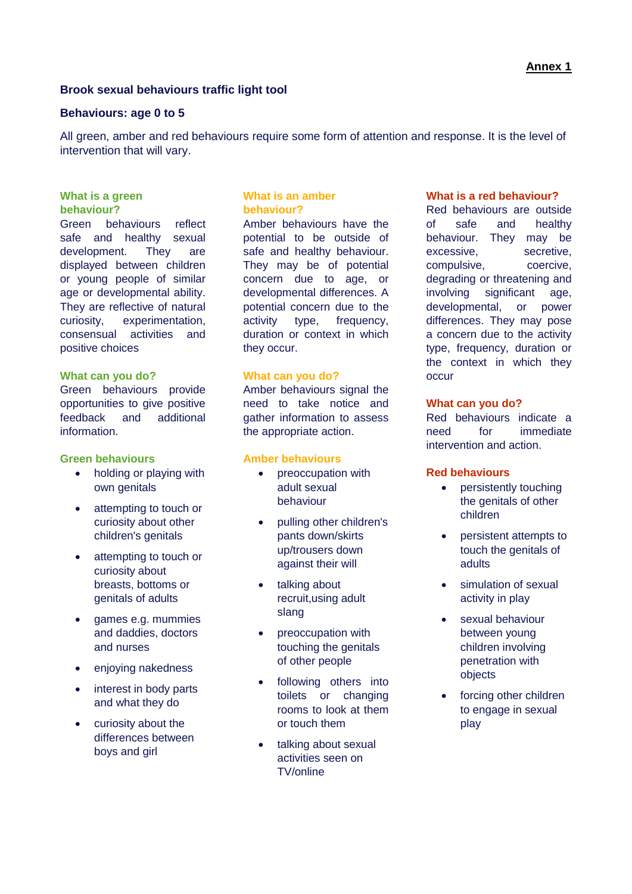**Annex 1**

## Brook sexual behaviours traffic light tool

### Behaviours: age 0 to 5

All green, amber and red behaviours require some form of attention and response. It is the level of intervention that will vary.

### What is a green behaviour?

Green behaviours reflect safe and healthy sexual development. They are displayed between children or young people of similar age or developmental ability. They are reflective of natural curiosity, experimentation, consensual activities and positive choices

### What can you do?

Green behaviours provide opportunities to give positive feedback and additional information.

### Green behaviours

- holding or playing with own genitals
- attempting to touch or curiosity about other children's genitals
- attempting to touch or curiosity about breasts, bottoms or genitals of adults
- games e.g. mummies and daddies, doctors and nurses
- enjoying nakedness
- interest in body parts and what they do
- curiosity about the differences between boys and girl

### What is an amber behaviour?

Amber behaviours have the potential to be outside of safe and healthy behaviour. They may be of potential concern due to age, or developmental differences. A potential concern due to the activity type, frequency, duration or context in which they occur.

### What can you do?

Amber behaviours signal the need to take notice and gather information to assess the appropriate action.

### Amber behaviours

- preoccupation with adult sexual behaviour
- pulling other children's pants down/skirts up/trousers down against their will
- talking about recruit,using adult slang
- preoccupation with touching the genitals of other people
- following others into toilets or changing rooms to look at them or touch them
- talking about sexual activities seen on TV/online

### What is a red behaviour?

Red behaviours are outside of safe and healthy behaviour. They may be excessive, secretive, compulsive, coercive, degrading or threatening and involving significant age, developmental, or power differences. They may pose a concern due to the activity type, frequency, duration or the context in which they occur

### What can you do?

Red behaviours indicate a need for immediate intervention and action.

### Red behaviours

- persistently touching the genitals of other children
- persistent attempts to touch the genitals of adults
- simulation of sexual activity in play
- sexual behaviour between young children involving penetration with objects
- forcing other children to engage in sexual play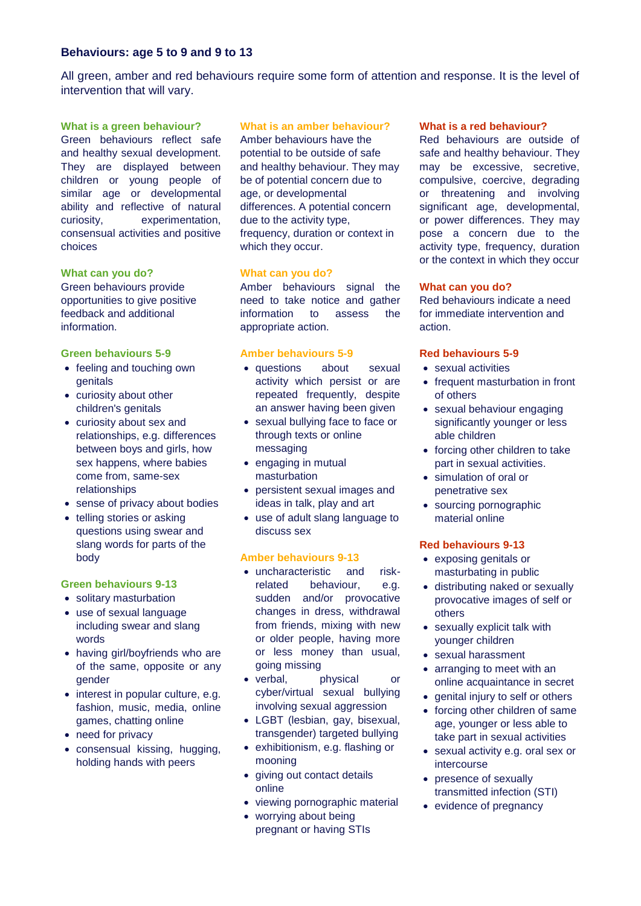## Behaviours: age 5 to 9 and 9 to 13

All green, amber and red behaviours require some form of attention and response. It is the level of intervention that will vary.

### What is a green behaviour?

Green behaviours reflect safe and healthy sexual development. They are displayed between children or young people of similar age or developmental ability and reflective of natural curiosity, experimentation, consensual activities and positive choices

### What can you do?

Green behaviours provide opportunities to give positive feedback and additional information.

### Green behaviours 5-9

- feeling and touching own genitals
- curiosity about other children's genitals
- curiosity about sex and relationships, e.g. differences between boys and girls, how sex happens, where babies come from, same-sex relationships
- sense of privacy about bodies
- telling stories or asking questions using swear and slang words for parts of the body

### Green behaviours 9-13

- solitary masturbation
- use of sexual language including swear and slang words
- having girl/boyfriends who are of the same, opposite or any gender
- interest in popular culture, e.g. fashion, music, media, online games, chatting online
- need for privacy
- consensual kissing, hugging, holding hands with peers

### What is an amber behaviour?

Amber behaviours have the potential to be outside of safe and healthy behaviour. They may be of potential concern due to age, or developmental differences. A potential concern due to the activity type, frequency, duration or context in which they occur.

### What can you do?

Amber behaviours signal the need to take notice and gather information to assess the appropriate action.

### Amber behaviours 5-9

- questions about sexual activity which persist or are repeated frequently, despite an answer having been given
- sexual bullying face to face or through texts or online messaging
- engaging in mutual masturbation
- persistent sexual images and ideas in talk, play and art
- use of adult slang language to discuss sex

### Amber behaviours 9-13

- uncharacteristic and risk-related behaviour, e.g. sudden and/or provocative changes in dress, withdrawal from friends, mixing with new or older people, having more or less money than usual, going missing
- verbal, physical or cyber/virtual sexual bullying involving sexual aggression
- LGBT (lesbian, gay, bisexual, transgender) targeted bullying
- exhibitionism, e.g. flashing or mooning
- giving out contact details online
- viewing pornographic material
- worrying about being pregnant or having STIs

### What is a red behaviour?

Red behaviours are outside of safe and healthy behaviour. They may be excessive, secretive, compulsive, coercive, degrading or threatening and involving significant age, developmental, or power differences. They may pose a concern due to the activity type, frequency, duration or the context in which they occur

### What can you do?

Red behaviours indicate a need for immediate intervention and action.

### Red behaviours 5-9

- sexual activities
- frequent masturbation in front of others
- sexual behaviour engaging significantly younger or less able children
- forcing other children to take part in sexual activities.
- simulation of oral or penetrative sex
- sourcing pornographic material online

### Red behaviours 9-13

- exposing genitals or masturbating in public
- distributing naked or sexually provocative images of self or others
- sexually explicit talk with younger children
- sexual harassment
- arranging to meet with an online acquaintance in secret
- genital injury to self or others
- forcing other children of same age, younger or less able to take part in sexual activities
- sexual activity e.g. oral sex or intercourse
- presence of sexually transmitted infection (STI)
- evidence of pregnancy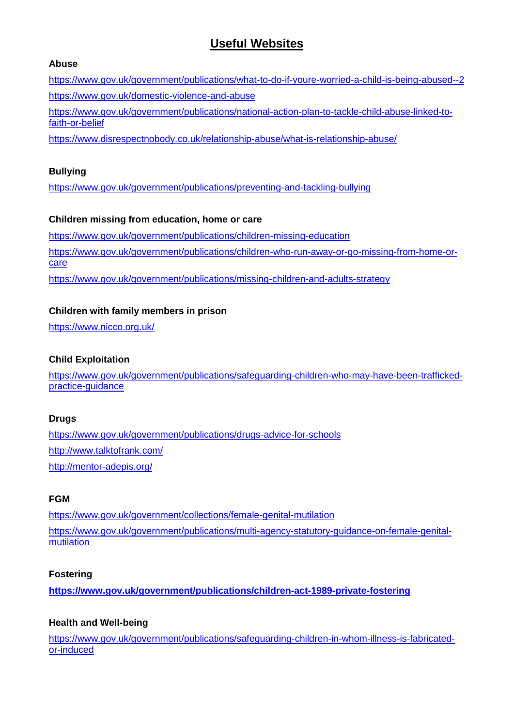# Useful Websites

**Abuse**

https://www.gov.uk/government/publications/what-to-do-if-youre-worried-a-child-is-being-abused--2

https://www.gov.uk/domestic-violence-and-abuse

https://www.gov.uk/government/publications/national-action-plan-to-tackle-child-abuse-linked-to-faith-or-belief

https://www.disrespectnobody.co.uk/relationship-abuse/what-is-relationship-abuse/

**Bullying**

https://www.gov.uk/government/publications/preventing-and-tackling-bullying

**Children missing from education, home or care**

https://www.gov.uk/government/publications/children-missing-education

https://www.gov.uk/government/publications/children-who-run-away-or-go-missing-from-home-or-care

https://www.gov.uk/government/publications/missing-children-and-adults-strategy

**Children with family members in prison**

https://www.nicco.org.uk/

**Child Exploitation**

https://www.gov.uk/government/publications/safeguarding-children-who-may-have-been-trafficked-practice-guidance

**Drugs**

https://www.gov.uk/government/publications/drugs-advice-for-schools

http://www.talktofrank.com/

http://mentor-adepis.org/

**FGM**

https://www.gov.uk/government/collections/female-genital-mutilation

https://www.gov.uk/government/publications/multi-agency-statutory-guidance-on-female-genital-mutilation

**Fostering**

**https://www.gov.uk/government/publications/children-act-1989-private-fostering**

**Health and Well-being**

https://www.gov.uk/government/publications/safeguarding-children-in-whom-illness-is-fabricated-or-induced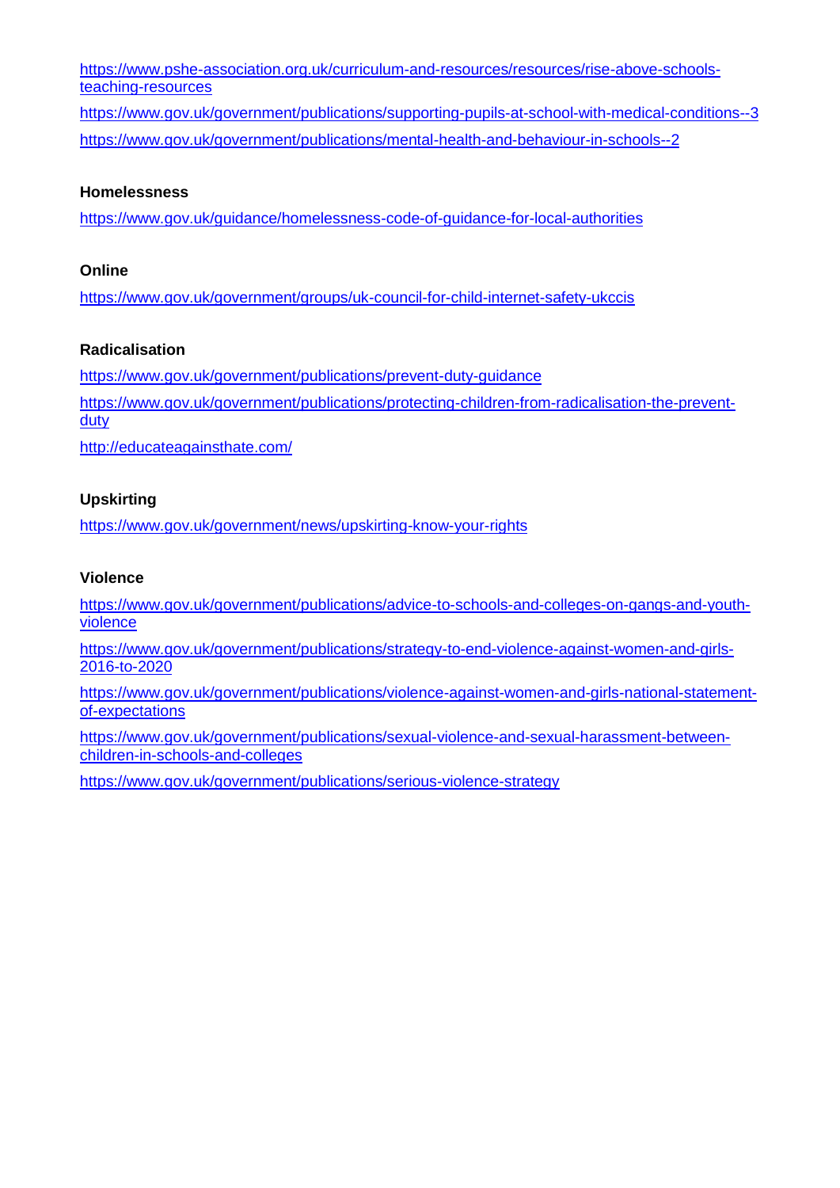https://www.pshe-association.org.uk/curriculum-and-resources/resources/rise-above-schools-teaching-resources

https://www.gov.uk/government/publications/supporting-pupils-at-school-with-medical-conditions--3

https://www.gov.uk/government/publications/mental-health-and-behaviour-in-schools--2

**Homelessness**

https://www.gov.uk/guidance/homelessness-code-of-guidance-for-local-authorities

**Online**

https://www.gov.uk/government/groups/uk-council-for-child-internet-safety-ukccis

**Radicalisation**

https://www.gov.uk/government/publications/prevent-duty-guidance

https://www.gov.uk/government/publications/protecting-children-from-radicalisation-the-prevent-duty

http://educateagainsthate.com/

**Upskirting**

https://www.gov.uk/government/news/upskirting-know-your-rights

**Violence**

https://www.gov.uk/government/publications/advice-to-schools-and-colleges-on-gangs-and-youth-violence

https://www.gov.uk/government/publications/strategy-to-end-violence-against-women-and-girls-2016-to-2020

https://www.gov.uk/government/publications/violence-against-women-and-girls-national-statement-of-expectations

https://www.gov.uk/government/publications/sexual-violence-and-sexual-harassment-between-children-in-schools-and-colleges

https://www.gov.uk/government/publications/serious-violence-strategy